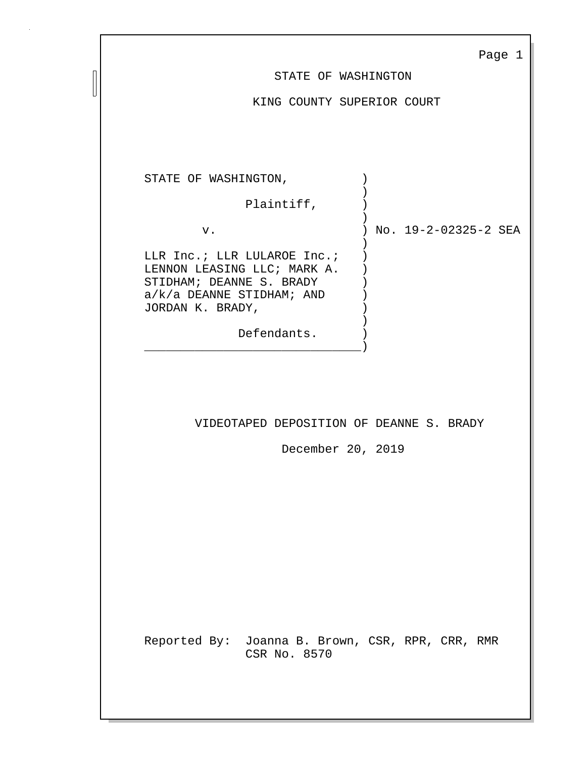STATE OF WASHINGTON

KING COUNTY SUPERIOR COURT

```
STATE OF WASHINGTON,          )
                              )
             Plaintiff,       )
                              )
       v.                     ) No. 19-2-02325-2 SEA
                              )
LLR Inc.; LLR LULAROE Inc.;   )
LENNON LEASING LLC; MARK A.   )
STIDHAM; DEANNE S. BRADY      )
a/k/a DEANNE STIDHAM; AND     )
JORDAN K. BRADY,              )
                              )
             Defendants.      )
______________________________)
```

VIDEOTAPED DEPOSITION OF DEANNE S. BRADY

December 20, 2019

Reported By: Joanna B. Brown, CSR, RPR, CRR, RMR
CSR No. 8570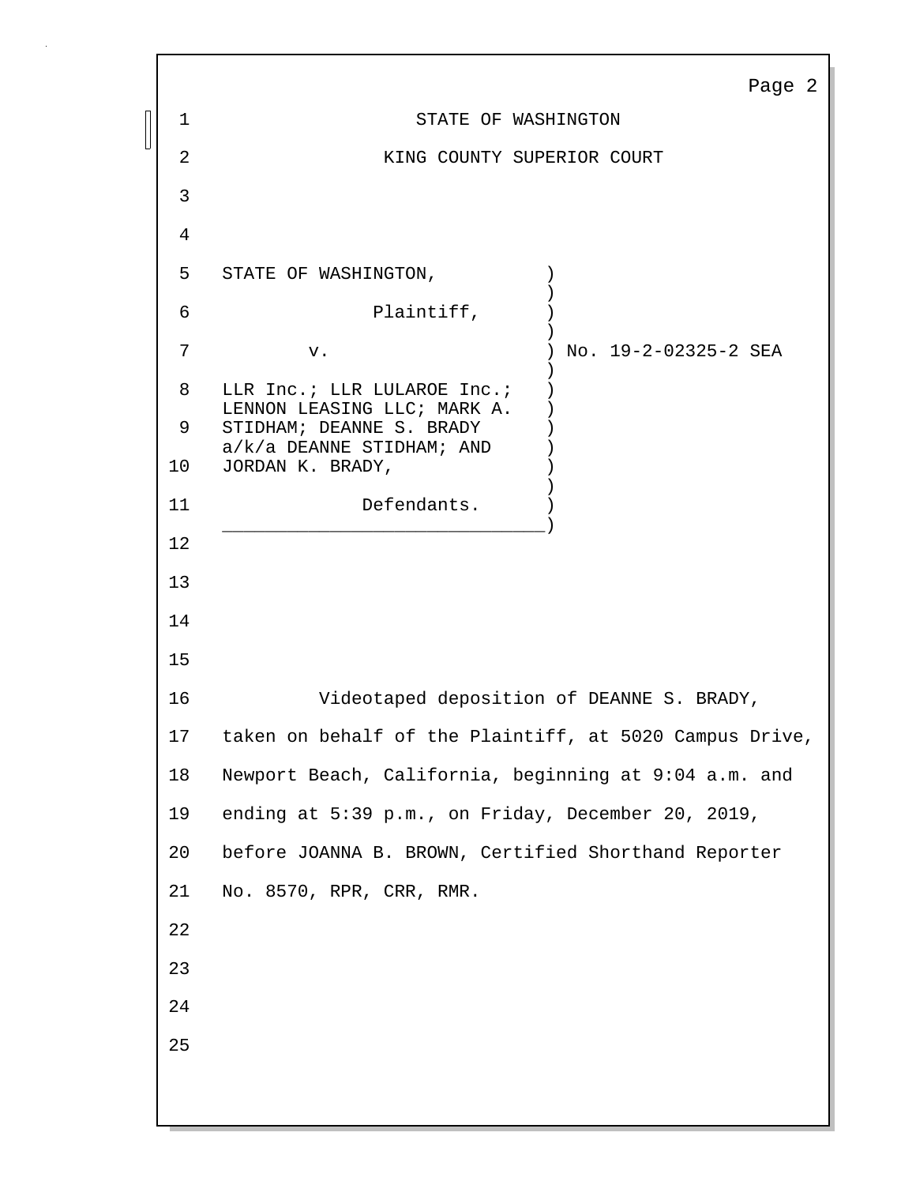STATE OF WASHINGTON

KING COUNTY SUPERIOR COURT

STATE OF WASHINGTON, )
Plaintiff, )
v. ) No. 19-2-02325-2 SEA
LLR Inc.; LLR LULAROE Inc.; LENNON LEASING LLC; MARK A. STIDHAM; DEANNE S. BRADY a/k/a DEANNE STIDHAM; AND JORDAN K. BRADY, )
Defendants. )

Videotaped deposition of DEANNE S. BRADY, taken on behalf of the Plaintiff, at 5020 Campus Drive, Newport Beach, California, beginning at 9:04 a.m. and ending at 5:39 p.m., on Friday, December 20, 2019, before JOANNA B. BROWN, Certified Shorthand Reporter No. 8570, RPR, CRR, RMR.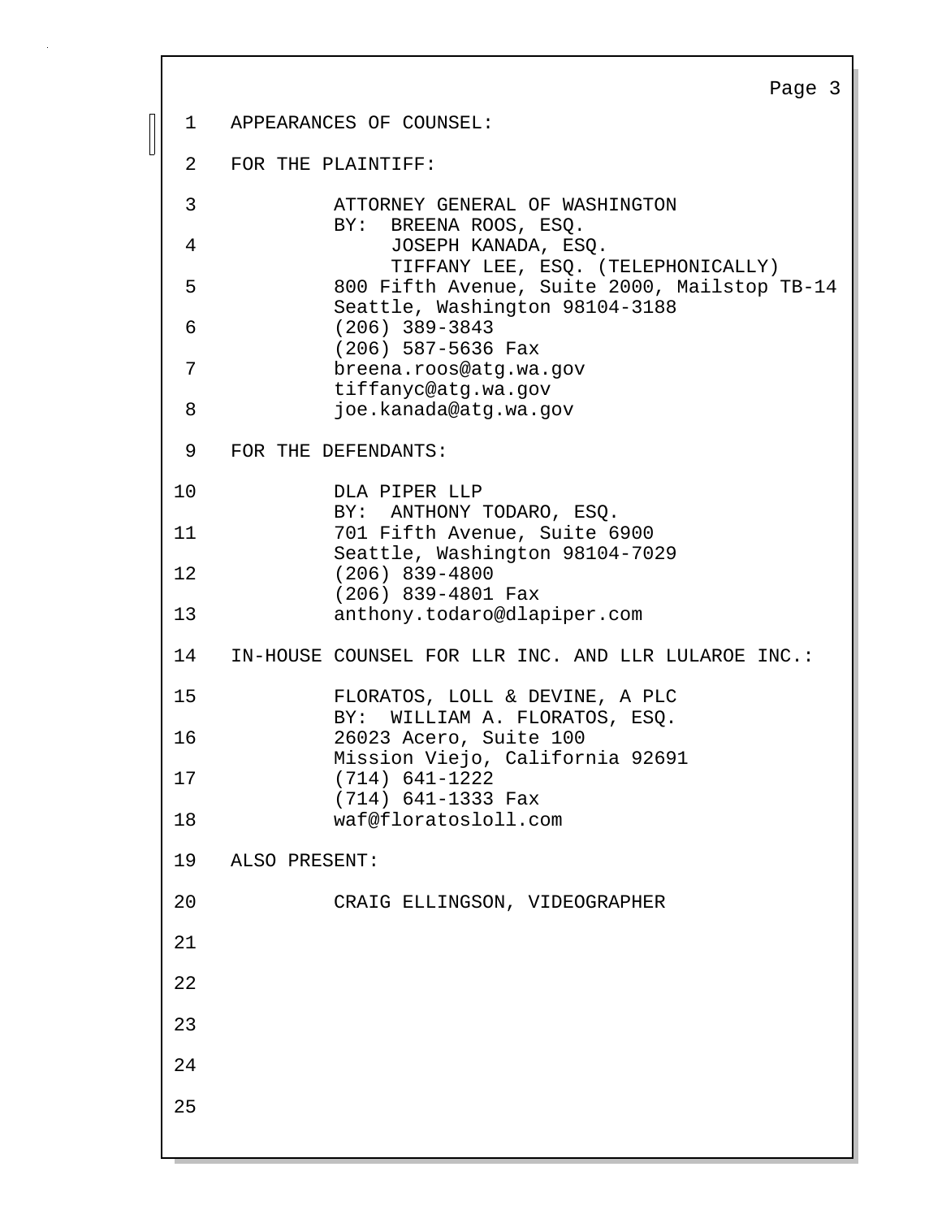APPEARANCES OF COUNSEL:

FOR THE PLAINTIFF:

ATTORNEY GENERAL OF WASHINGTON
BY: BREENA ROOS, ESQ.
JOSEPH KANADA, ESQ.
TIFFANY LEE, ESQ. (TELEPHONICALLY)
800 Fifth Avenue, Suite 2000, Mailstop TB-14
Seattle, Washington 98104-3188
(206) 389-3843
(206) 587-5636 Fax
breena.roos@atg.wa.gov
tiffanyc@atg.wa.gov
joe.kanada@atg.wa.gov

FOR THE DEFENDANTS:

DLA PIPER LLP
BY: ANTHONY TODARO, ESQ.
701 Fifth Avenue, Suite 6900
Seattle, Washington 98104-7029
(206) 839-4800
(206) 839-4801 Fax
anthony.todaro@dlapiper.com

IN-HOUSE COUNSEL FOR LLR INC. AND LLR LULAROE INC.:

FLORATOS, LOLL & DEVINE, A PLC
BY: WILLIAM A. FLORATOS, ESQ.
26023 Acero, Suite 100
Mission Viejo, California 92691
(714) 641-1222
(714) 641-1333 Fax
waf@floratosloll.com

ALSO PRESENT:

CRAIG ELLINGSON, VIDEOGRAPHER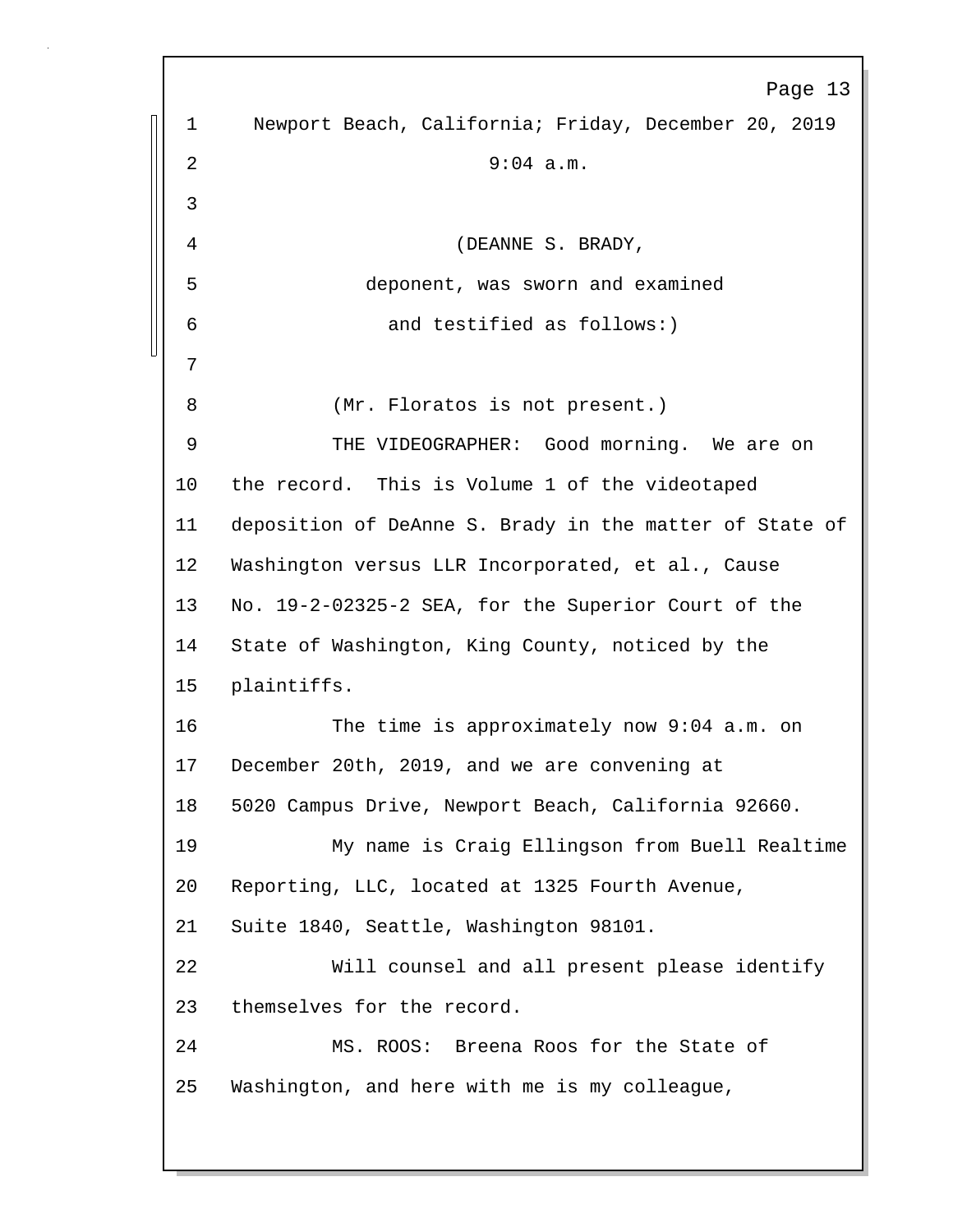1 Newport Beach, California; Friday, December 20, 2019

2 9:04 a.m.

3

4 (DEANNE S. BRADY,

5 deponent, was sworn and examined

6 and testified as follows:)

7

8 (Mr. Floratos is not present.)

9 THE VIDEOGRAPHER: Good morning. We are on

10 the record. This is Volume 1 of the videotaped

11 deposition of DeAnne S. Brady in the matter of State of

12 Washington versus LLR Incorporated, et al., Cause

13 No. 19-2-02325-2 SEA, for the Superior Court of the

14 State of Washington, King County, noticed by the

15 plaintiffs.

16 The time is approximately now 9:04 a.m. on

17 December 20th, 2019, and we are convening at

18 5020 Campus Drive, Newport Beach, California 92660.

19 My name is Craig Ellingson from Buell Realtime

20 Reporting, LLC, located at 1325 Fourth Avenue,

21 Suite 1840, Seattle, Washington 98101.

22 Will counsel and all present please identify

23 themselves for the record.

24 MS. ROOS: Breena Roos for the State of

25 Washington, and here with me is my colleague,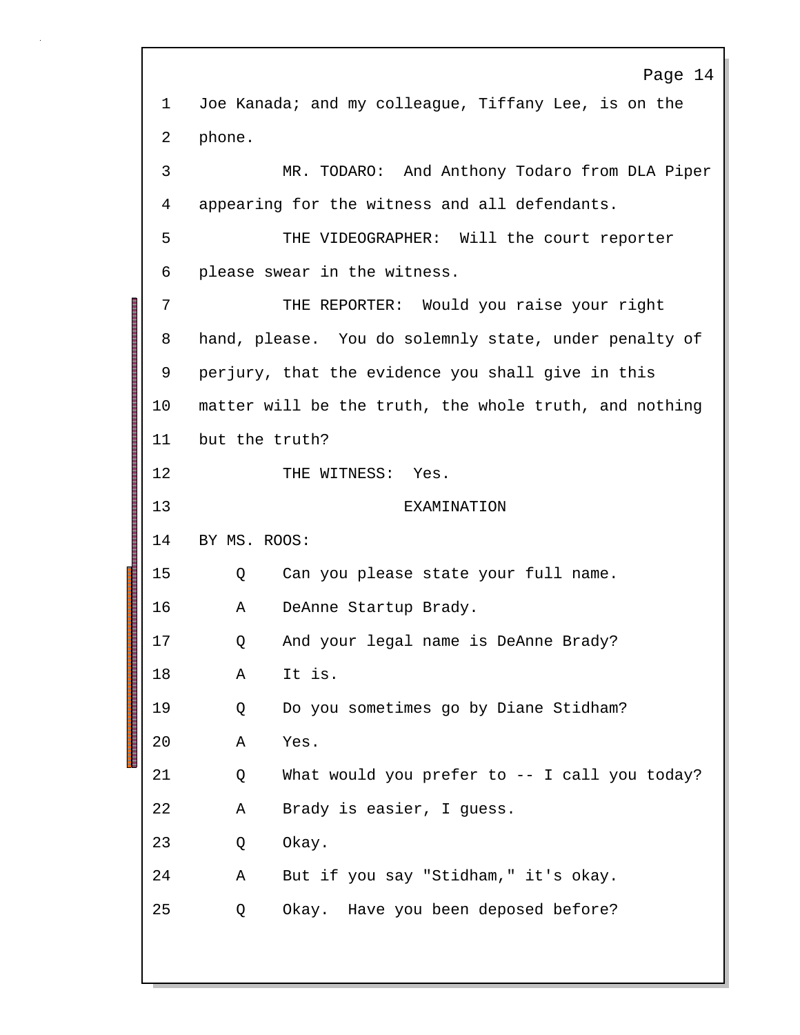1 Joe Kanada; and my colleague, Tiffany Lee, is on the

2 phone.

3 MR. TODARO: And Anthony Todaro from DLA Piper

4 appearing for the witness and all defendants.

5 THE VIDEOGRAPHER: Will the court reporter

6 please swear in the witness.

7 THE REPORTER: Would you raise your right

8 hand, please. You do solemnly state, under penalty of

9 perjury, that the evidence you shall give in this

10 matter will be the truth, the whole truth, and nothing

11 but the truth?

12 THE WITNESS: Yes.

13 EXAMINATION

14 BY MS. ROOS:

15 Q Can you please state your full name.

16 A DeAnne Startup Brady.

17 Q And your legal name is DeAnne Brady?

18 A It is.

19 Q Do you sometimes go by Diane Stidham?

20 A Yes.

21 Q What would you prefer to -- I call you today?

22 A Brady is easier, I guess.

23 Q Okay.

24 A But if you say "Stidham," it's okay.

25 Q Okay. Have you been deposed before?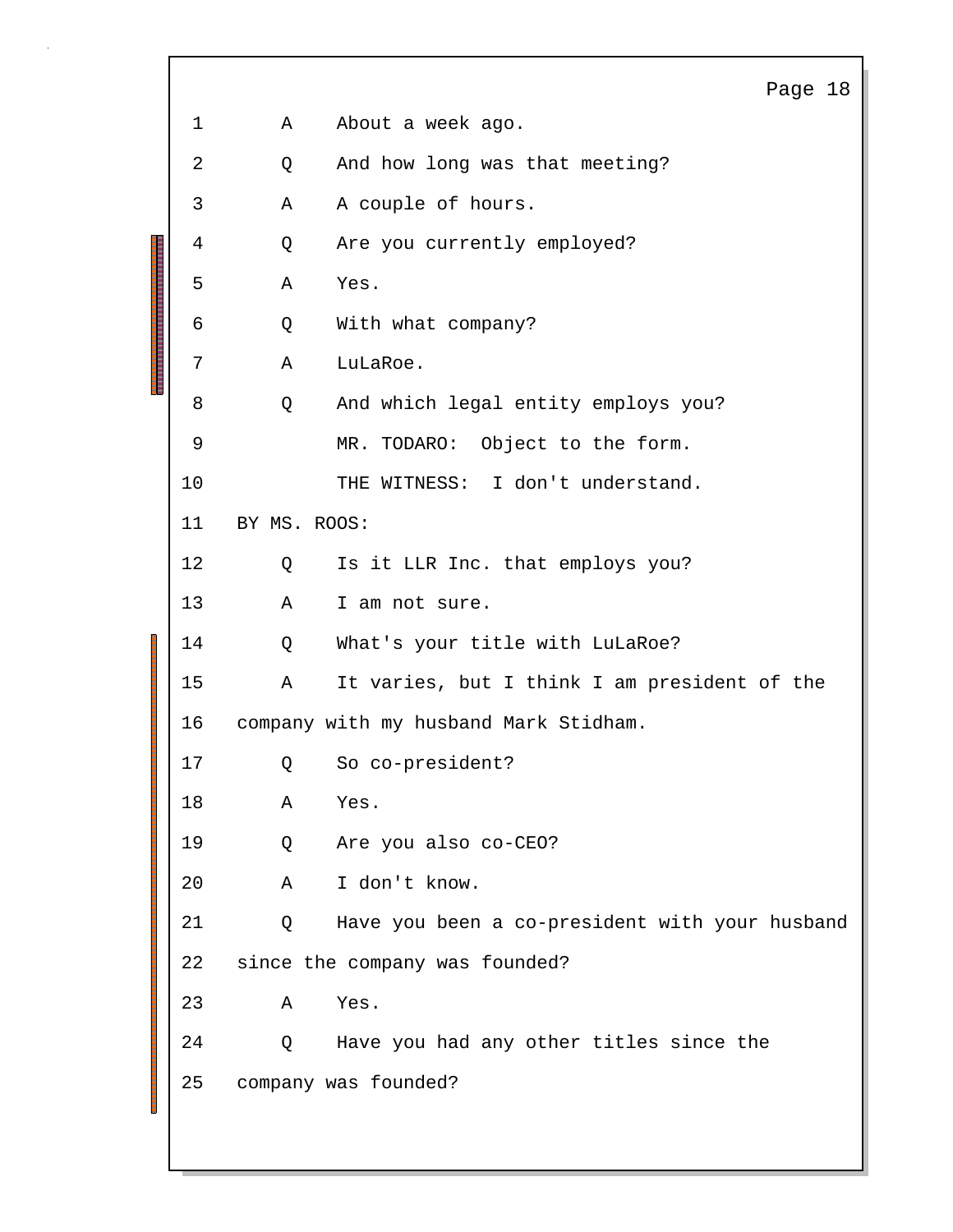1 A About a week ago.

2 Q And how long was that meeting?

3 A A couple of hours.

4 Q Are you currently employed?

5 A Yes.

6 Q With what company?

7 A LuLaRoe.

8 Q And which legal entity employs you?

9 MR. TODARO: Object to the form.

10 THE WITNESS: I don't understand.

11 BY MS. ROOS:

12 Q Is it LLR Inc. that employs you?

13 A I am not sure.

14 Q What's your title with LuLaRoe?

15 A It varies, but I think I am president of the

16 company with my husband Mark Stidham.

17 Q So co-president?

18 A Yes.

19 Q Are you also co-CEO?

20 A I don't know.

21 Q Have you been a co-president with your husband

22 since the company was founded?

23 A Yes.

24 Q Have you had any other titles since the

25 company was founded?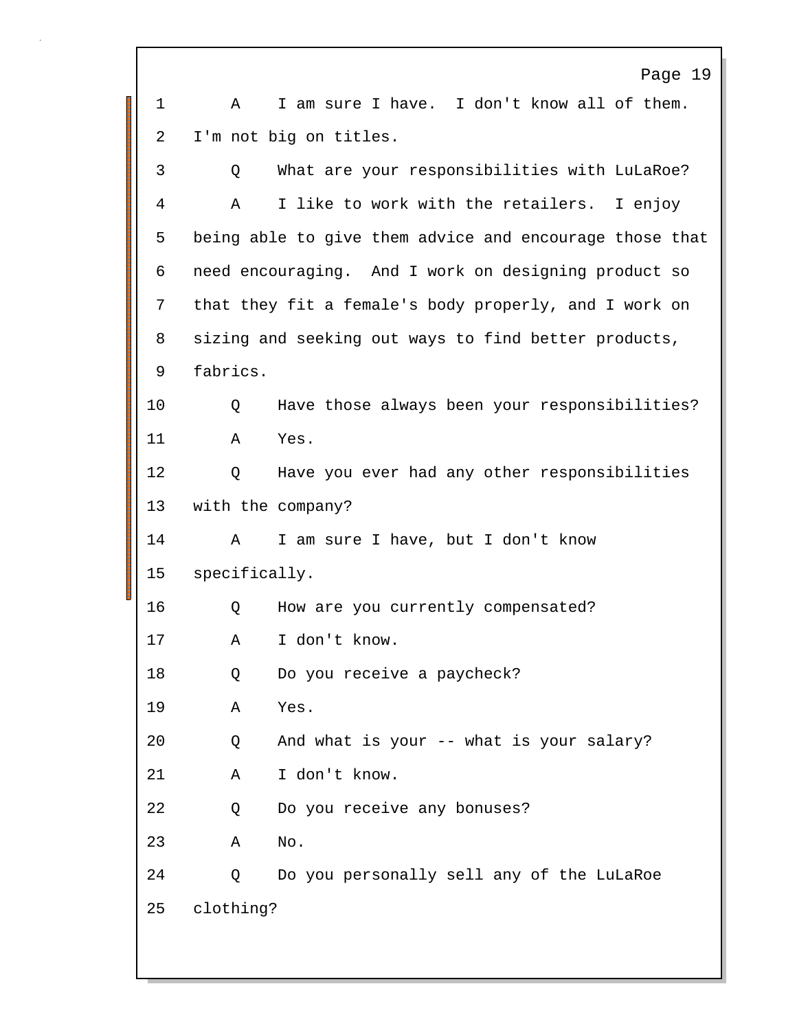1 A I am sure I have. I don't know all of them.

2 I'm not big on titles.

3 Q What are your responsibilities with LuLaRoe?

4 A I like to work with the retailers. I enjoy

5 being able to give them advice and encourage those that

6 need encouraging. And I work on designing product so

7 that they fit a female's body properly, and I work on

8 sizing and seeking out ways to find better products,

9 fabrics.

10 Q Have those always been your responsibilities?

11 A Yes.

12 Q Have you ever had any other responsibilities

13 with the company?

14 A I am sure I have, but I don't know

15 specifically.

16 Q How are you currently compensated?

17 A I don't know.

18 Q Do you receive a paycheck?

19 A Yes.

20 Q And what is your -- what is your salary?

21 A I don't know.

22 Q Do you receive any bonuses?

23 A No.

24 Q Do you personally sell any of the LuLaRoe

25 clothing?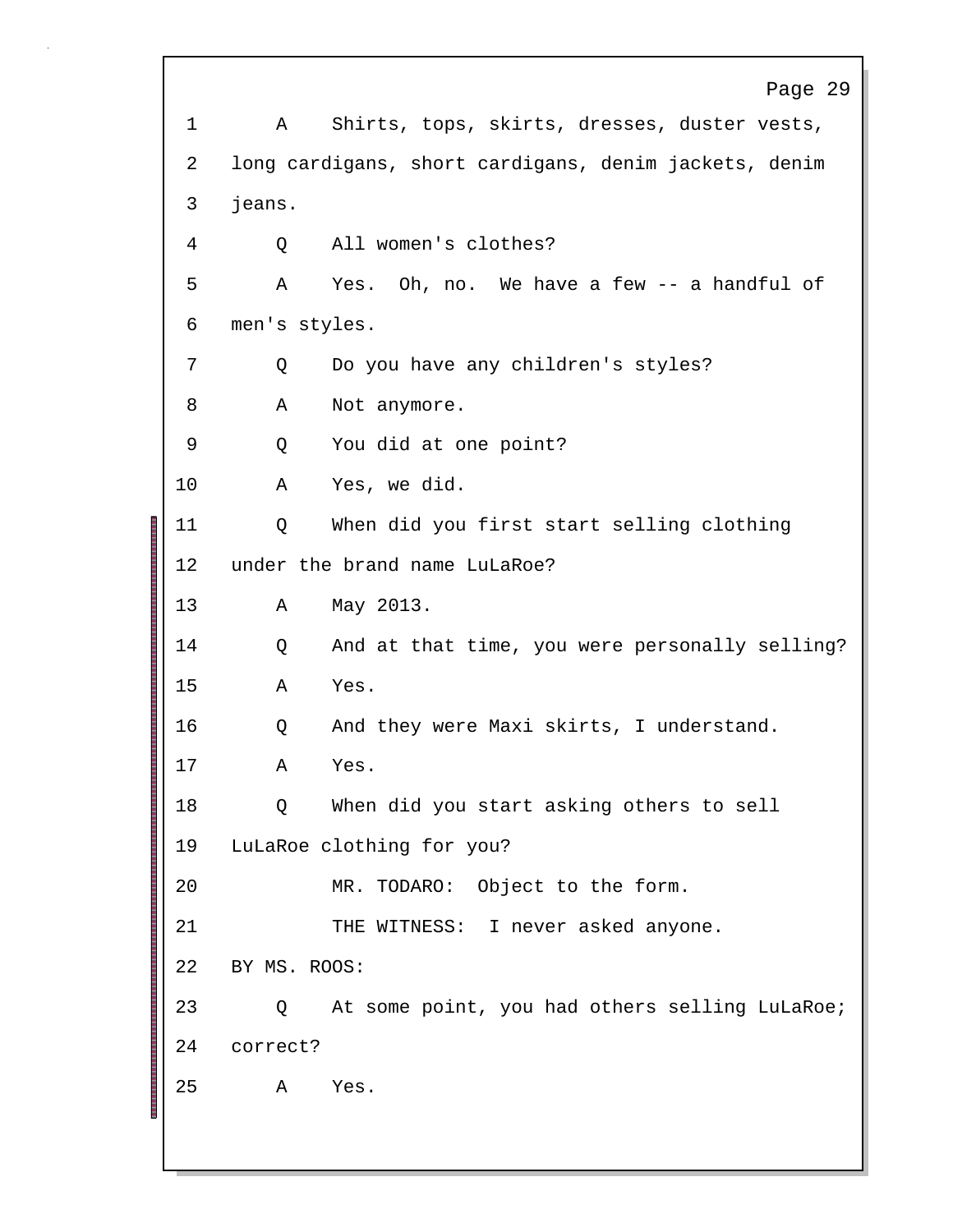1 A Shirts, tops, skirts, dresses, duster vests,
2 long cardigans, short cardigans, denim jackets, denim
3 jeans.

4 Q All women's clothes?

5 A Yes. Oh, no. We have a few -- a handful of
6 men's styles.

7 Q Do you have any children's styles?

8 A Not anymore.

9 Q You did at one point?

10 A Yes, we did.

11 Q When did you first start selling clothing
12 under the brand name LuLaRoe?

13 A May 2013.

14 Q And at that time, you were personally selling?

15 A Yes.

16 Q And they were Maxi skirts, I understand.

17 A Yes.

18 Q When did you start asking others to sell
19 LuLaRoe clothing for you?

20 MR. TODARO: Object to the form.

21 THE WITNESS: I never asked anyone.

22 BY MS. ROOS:

23 Q At some point, you had others selling LuLaRoe;
24 correct?

25 A Yes.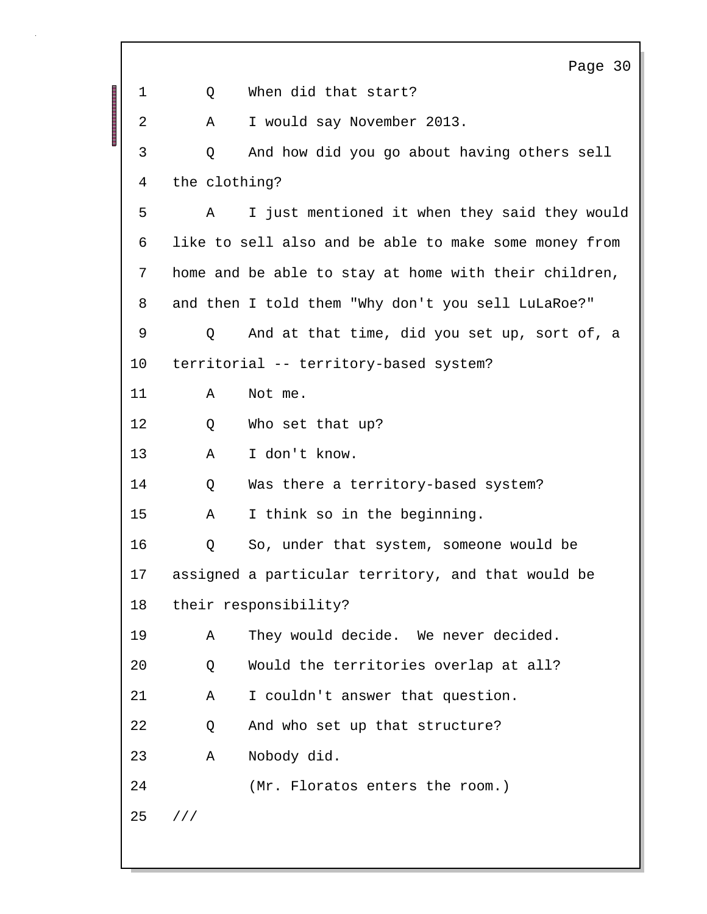1 Q When did that start?

2 A I would say November 2013.

3 Q And how did you go about having others sell

4 the clothing?

5 A I just mentioned it when they said they would

6 like to sell also and be able to make some money from

7 home and be able to stay at home with their children,

8 and then I told them "Why don't you sell LuLaRoe?"

9 Q And at that time, did you set up, sort of, a

10 territorial -- territory-based system?

11 A Not me.

12 Q Who set that up?

13 A I don't know.

14 Q Was there a territory-based system?

15 A I think so in the beginning.

16 Q So, under that system, someone would be

17 assigned a particular territory, and that would be

18 their responsibility?

19 A They would decide. We never decided.

20 Q Would the territories overlap at all?

21 A I couldn't answer that question.

22 Q And who set up that structure?

23 A Nobody did.

24 (Mr. Floratos enters the room.)

25 ///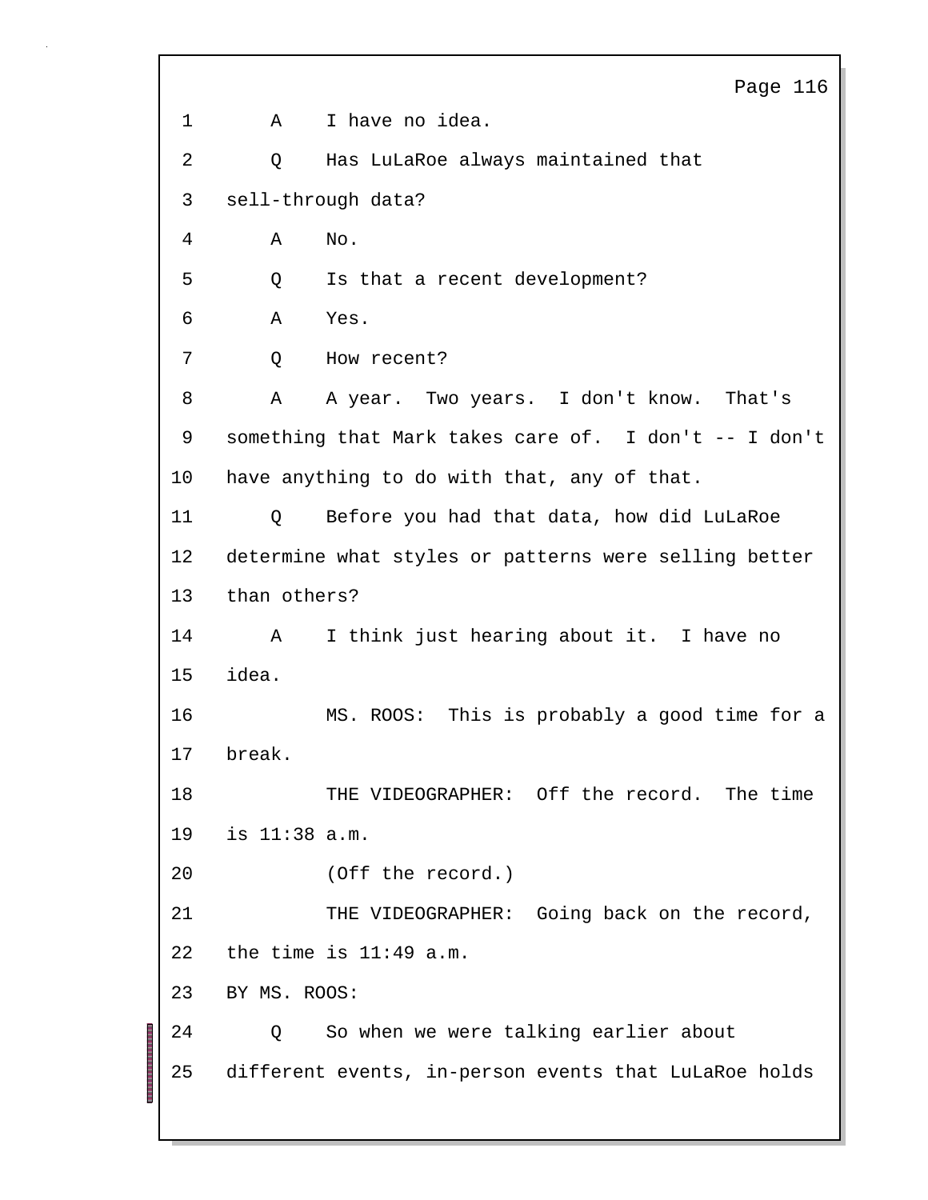1 A I have no idea.

2 Q Has LuLaRoe always maintained that

3 sell-through data?

4 A No.

5 Q Is that a recent development?

6 A Yes.

7 Q How recent?

8 A A year. Two years. I don't know. That's

9 something that Mark takes care of. I don't -- I don't

10 have anything to do with that, any of that.

11 Q Before you had that data, how did LuLaRoe

12 determine what styles or patterns were selling better

13 than others?

14 A I think just hearing about it. I have no

15 idea.

16 MS. ROOS: This is probably a good time for a

17 break.

18 THE VIDEOGRAPHER: Off the record. The time

19 is 11:38 a.m.

20 (Off the record.)

21 THE VIDEOGRAPHER: Going back on the record,

22 the time is 11:49 a.m.

23 BY MS. ROOS:

24 Q So when we were talking earlier about

25 different events, in-person events that LuLaRoe holds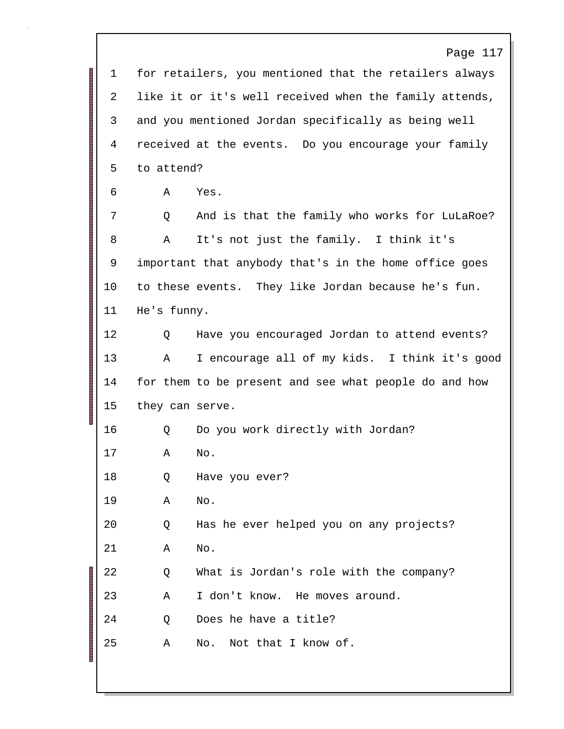1 for retailers, you mentioned that the retailers always
2 like it or it's well received when the family attends,
3 and you mentioned Jordan specifically as being well
4 received at the events. Do you encourage your family
5 to attend?

6 A Yes.

7 Q And is that the family who works for LuLaRoe?

8 A It's not just the family. I think it's
9 important that anybody that's in the home office goes
10 to these events. They like Jordan because he's fun.
11 He's funny.

12 Q Have you encouraged Jordan to attend events?

13 A I encourage all of my kids. I think it's good
14 for them to be present and see what people do and how
15 they can serve.

16 Q Do you work directly with Jordan?

17 A No.

18 Q Have you ever?

19 A No.

20 Q Has he ever helped you on any projects?

21 A No.

22 Q What is Jordan's role with the company?

23 A I don't know. He moves around.

24 Q Does he have a title?

25 A No. Not that I know of.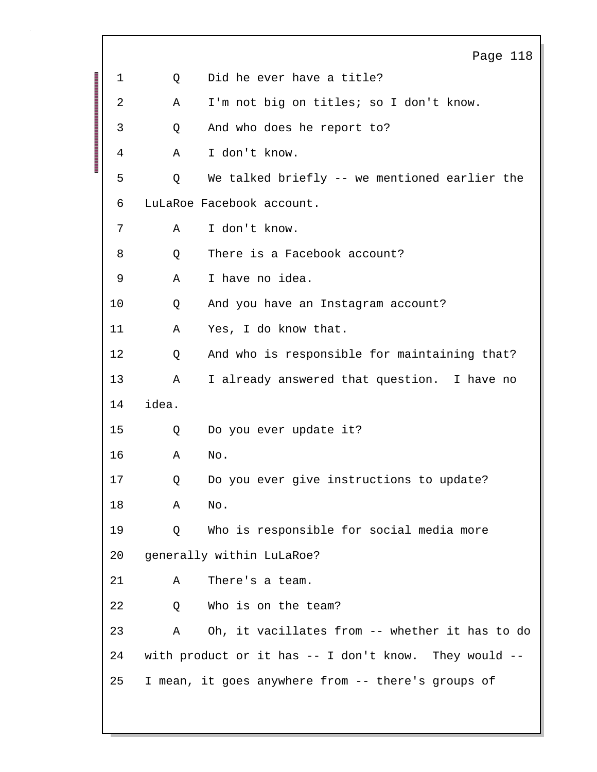1 Q Did he ever have a title?

2 A I'm not big on titles; so I don't know.

3 Q And who does he report to?

4 A I don't know.

5 Q We talked briefly -- we mentioned earlier the

6 LuLaRoe Facebook account.

7 A I don't know.

8 Q There is a Facebook account?

9 A I have no idea.

10 Q And you have an Instagram account?

11 A Yes, I do know that.

12 Q And who is responsible for maintaining that?

13 A I already answered that question. I have no

14 idea.

15 Q Do you ever update it?

16 A No.

17 Q Do you ever give instructions to update?

18 A No.

19 Q Who is responsible for social media more

20 generally within LuLaRoe?

21 A There's a team.

22 Q Who is on the team?

23 A Oh, it vacillates from -- whether it has to do

24 with product or it has -- I don't know. They would --

25 I mean, it goes anywhere from -- there's groups of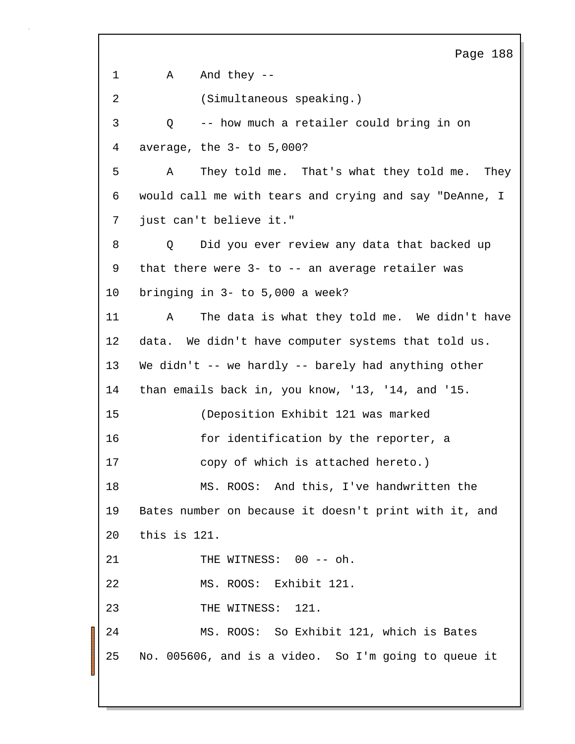1 A And they --

2 (Simultaneous speaking.)

3 Q -- how much a retailer could bring in on

4 average, the 3- to 5,000?

5 A They told me. That's what they told me. They

6 would call me with tears and crying and say "DeAnne, I

7 just can't believe it."

8 Q Did you ever review any data that backed up

9 that there were 3- to -- an average retailer was

10 bringing in 3- to 5,000 a week?

11 A The data is what they told me. We didn't have

12 data. We didn't have computer systems that told us.

13 We didn't -- we hardly -- barely had anything other

14 than emails back in, you know, '13, '14, and '15.

15 (Deposition Exhibit 121 was marked

16 for identification by the reporter, a

17 copy of which is attached hereto.)

18 MS. ROOS: And this, I've handwritten the

19 Bates number on because it doesn't print with it, and

20 this is 121.

21 THE WITNESS: 00 -- oh.

22 MS. ROOS: Exhibit 121.

23 THE WITNESS: 121.

24 MS. ROOS: So Exhibit 121, which is Bates

25 No. 005606, and is a video. So I'm going to queue it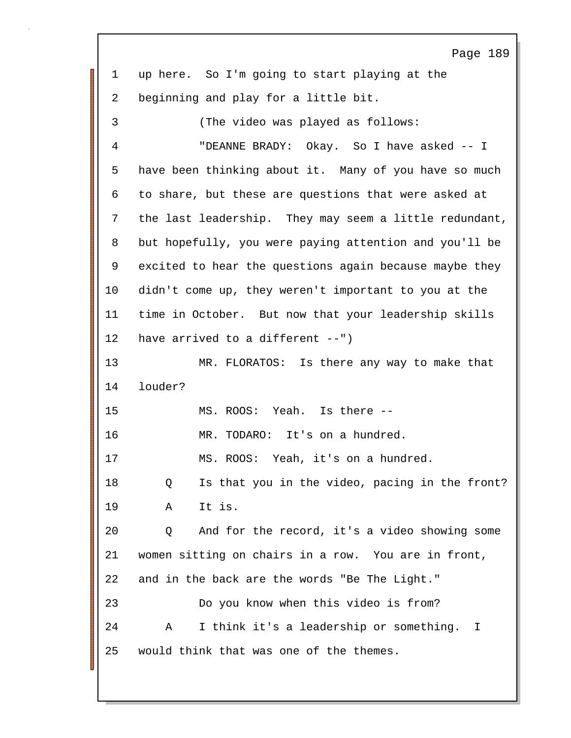1 up here. So I'm going to start playing at the
2 beginning and play for a little bit.
3 (The video was played as follows:
4 "DEANNE BRADY: Okay. So I have asked -- I
5 have been thinking about it. Many of you have so much
6 to share, but these are questions that were asked at
7 the last leadership. They may seem a little redundant,
8 but hopefully, you were paying attention and you'll be
9 excited to hear the questions again because maybe they
10 didn't come up, they weren't important to you at the
11 time in October. But now that your leadership skills
12 have arrived to a different --")
13 MR. FLORATOS: Is there any way to make that
14 louder?
15 MS. ROOS: Yeah. Is there --
16 MR. TODARO: It's on a hundred.
17 MS. ROOS: Yeah, it's on a hundred.
18 Q Is that you in the video, pacing in the front?
19 A It is.
20 Q And for the record, it's a video showing some
21 women sitting on chairs in a row. You are in front,
22 and in the back are the words "Be The Light."
23 Do you know when this video is from?
24 A I think it's a leadership or something. I
25 would think that was one of the themes.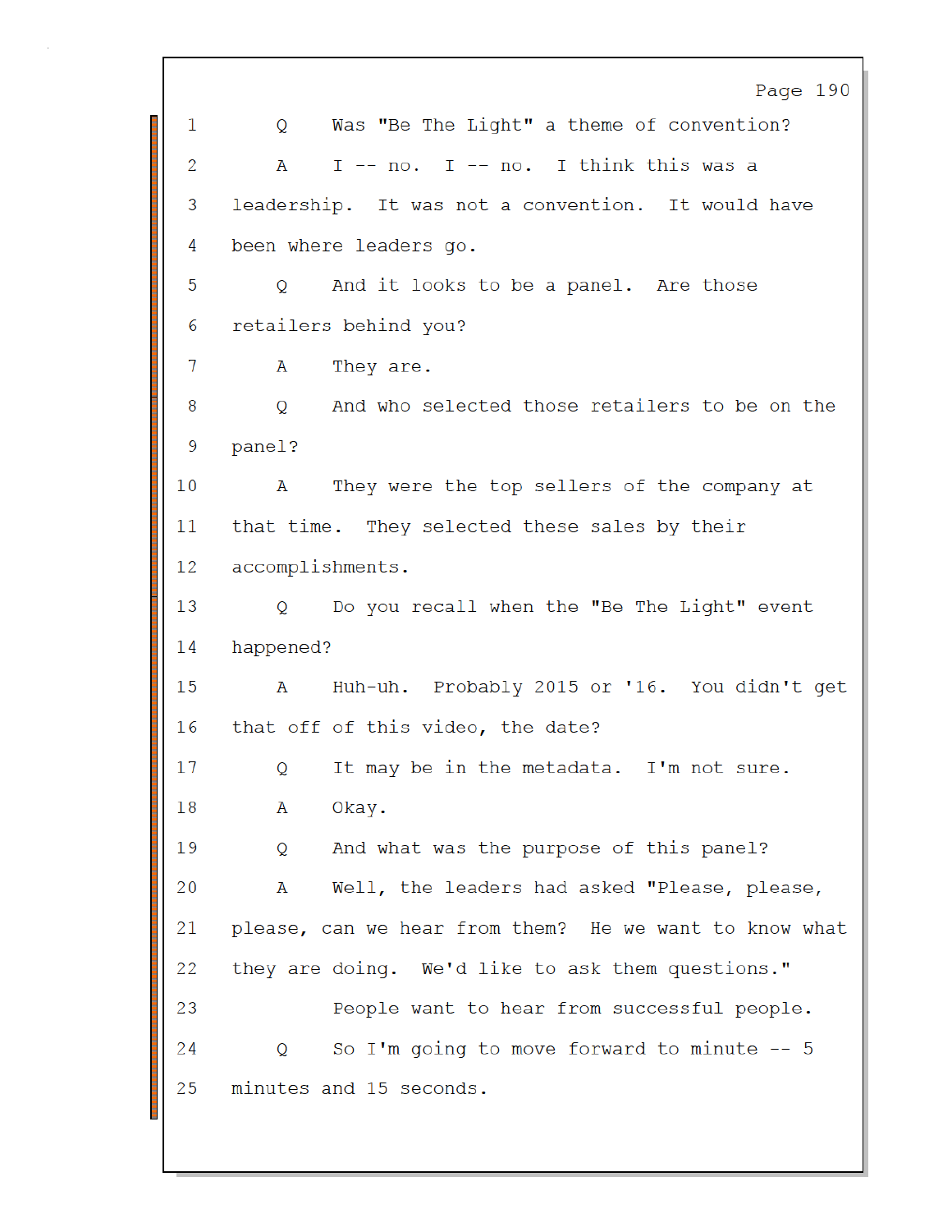1 Q Was "Be The Light" a theme of convention?

2 A I -- no. I -- no. I think this was a

3 leadership. It was not a convention. It would have

4 been where leaders go.

5 Q And it looks to be a panel. Are those

6 retailers behind you?

7 A They are.

8 Q And who selected those retailers to be on the

9 panel?

10 A They were the top sellers of the company at

11 that time. They selected these sales by their

12 accomplishments.

13 Q Do you recall when the "Be The Light" event

14 happened?

15 A Huh-uh. Probably 2015 or '16. You didn't get

16 that off of this video, the date?

17 Q It may be in the metadata. I'm not sure.

18 A Okay.

19 Q And what was the purpose of this panel?

20 A Well, the leaders had asked "Please, please,

21 please, can we hear from them? He we want to know what

22 they are doing. We'd like to ask them questions."

23 People want to hear from successful people.

24 Q So I'm going to move forward to minute -- 5

25 minutes and 15 seconds.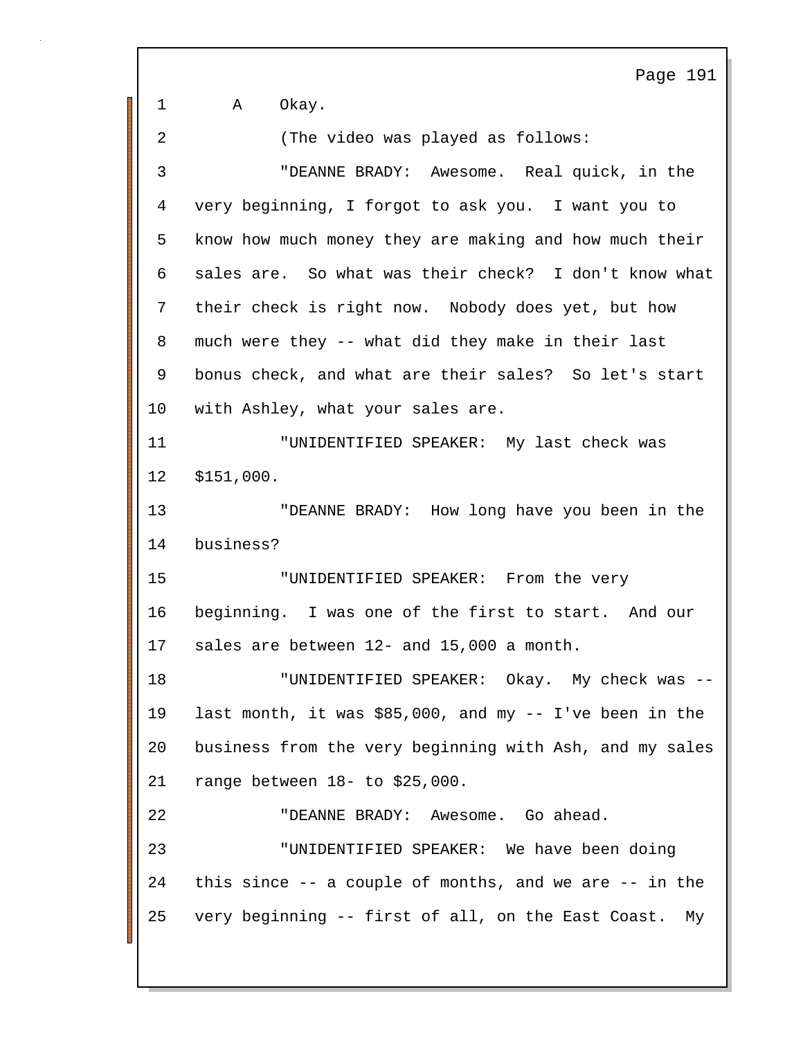1 A Okay.

2 (The video was played as follows:

3 "DEANNE BRADY: Awesome. Real quick, in the
4 very beginning, I forgot to ask you. I want you to
5 know how much money they are making and how much their
6 sales are. So what was their check? I don't know what
7 their check is right now. Nobody does yet, but how
8 much were they -- what did they make in their last
9 bonus check, and what are their sales? So let's start
10 with Ashley, what your sales are.

11 "UNIDENTIFIED SPEAKER: My last check was
12 $151,000.

13 "DEANNE BRADY: How long have you been in the
14 business?

15 "UNIDENTIFIED SPEAKER: From the very
16 beginning. I was one of the first to start. And our
17 sales are between 12- and 15,000 a month.

18 "UNIDENTIFIED SPEAKER: Okay. My check was --
19 last month, it was $85,000, and my -- I've been in the
20 business from the very beginning with Ash, and my sales
21 range between 18- to $25,000.

22 "DEANNE BRADY: Awesome. Go ahead.

23 "UNIDENTIFIED SPEAKER: We have been doing
24 this since -- a couple of months, and we are -- in the
25 very beginning -- first of all, on the East Coast. My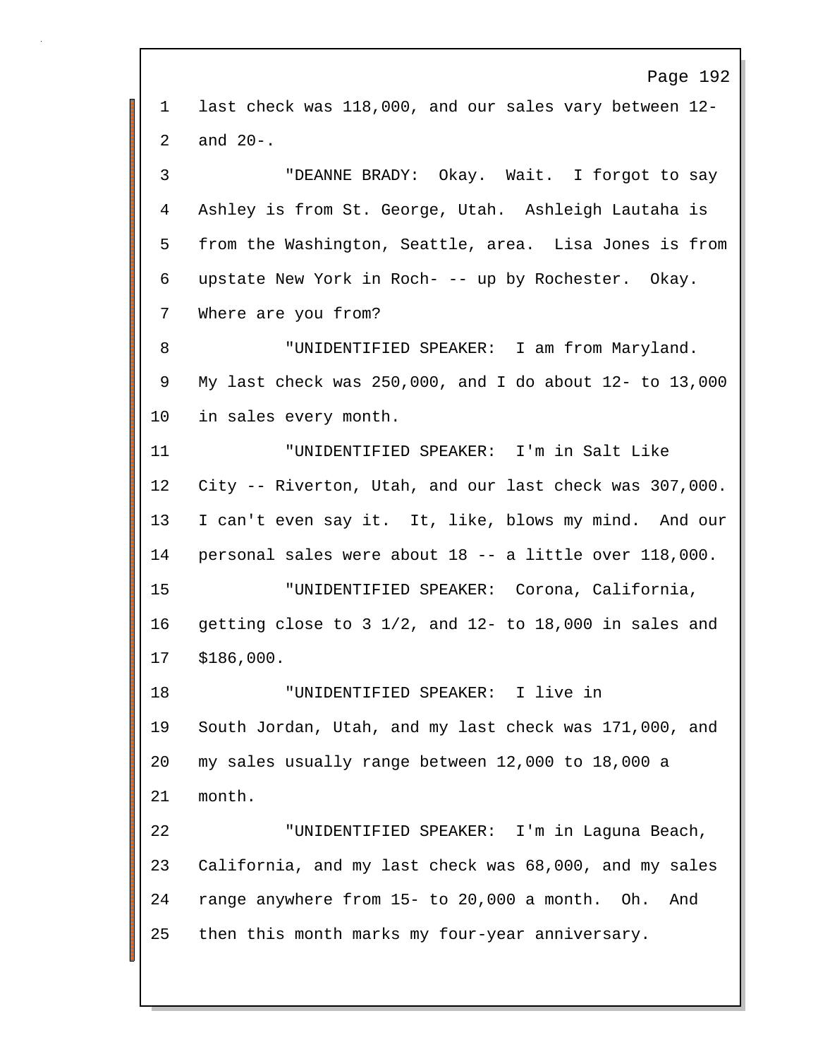1 last check was 118,000, and our sales vary between 12-
2 and 20-.

3 "DEANNE BRADY: Okay. Wait. I forgot to say
4 Ashley is from St. George, Utah. Ashleigh Lautaha is
5 from the Washington, Seattle, area. Lisa Jones is from
6 upstate New York in Roch- -- up by Rochester. Okay.
7 Where are you from?

8 "UNIDENTIFIED SPEAKER: I am from Maryland.
9 My last check was 250,000, and I do about 12- to 13,000
10 in sales every month.

11 "UNIDENTIFIED SPEAKER: I'm in Salt Like
12 City -- Riverton, Utah, and our last check was 307,000.
13 I can't even say it. It, like, blows my mind. And our
14 personal sales were about 18 -- a little over 118,000.

15 "UNIDENTIFIED SPEAKER: Corona, California,
16 getting close to 3 1/2, and 12- to 18,000 in sales and
17 $186,000.

18 "UNIDENTIFIED SPEAKER: I live in
19 South Jordan, Utah, and my last check was 171,000, and
20 my sales usually range between 12,000 to 18,000 a
21 month.

22 "UNIDENTIFIED SPEAKER: I'm in Laguna Beach,
23 California, and my last check was 68,000, and my sales
24 range anywhere from 15- to 20,000 a month. Oh. And
25 then this month marks my four-year anniversary.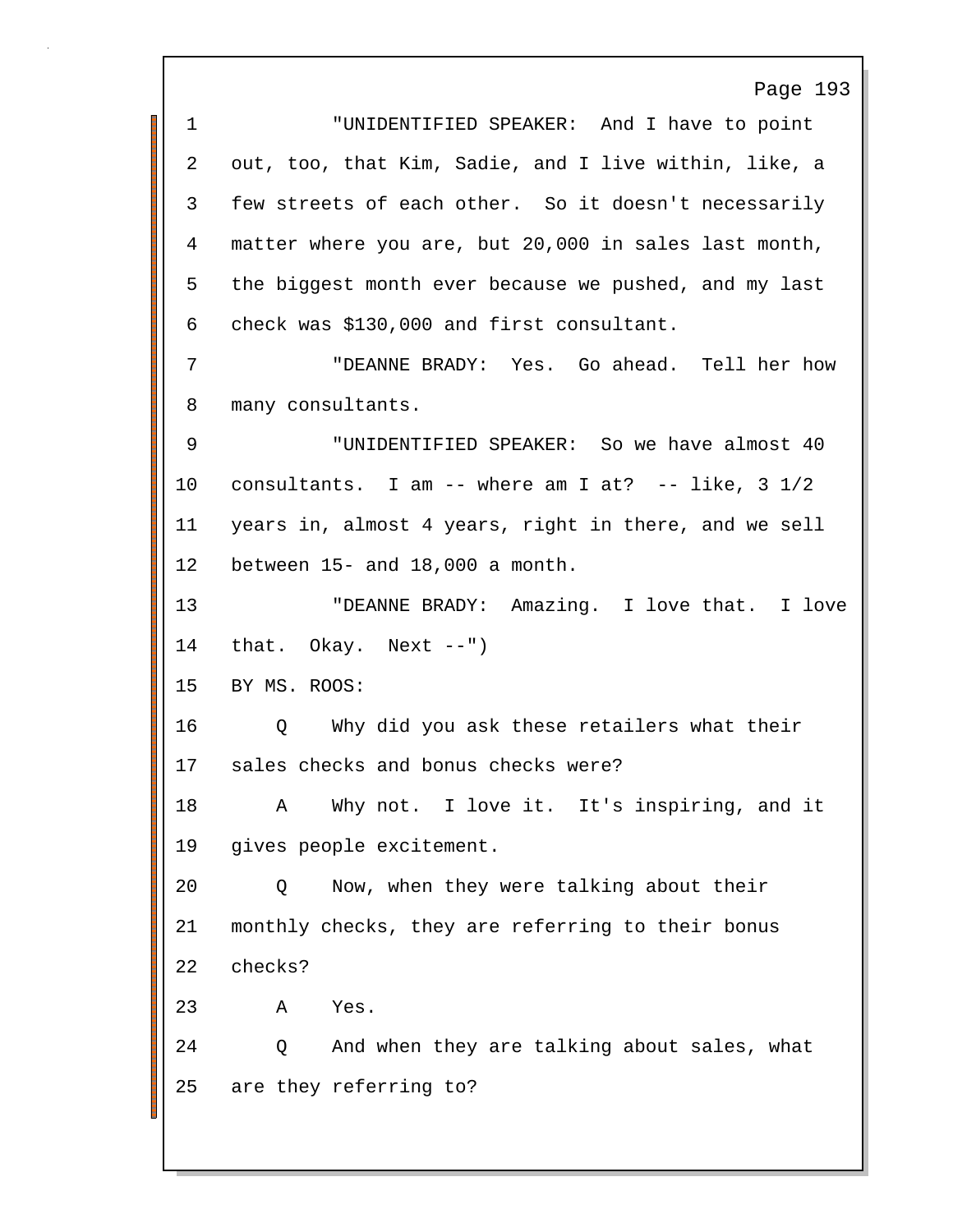"UNIDENTIFIED SPEAKER: And I have to point out, too, that Kim, Sadie, and I live within, like, a few streets of each other. So it doesn't necessarily matter where you are, but 20,000 in sales last month, the biggest month ever because we pushed, and my last check was $130,000 and first consultant.

"DEANNE BRADY: Yes. Go ahead. Tell her how many consultants.

"UNIDENTIFIED SPEAKER: So we have almost 40 consultants. I am -- where am I at? -- like, 3 1/2 years in, almost 4 years, right in there, and we sell between 15- and 18,000 a month.

"DEANNE BRADY: Amazing. I love that. I love that. Okay. Next --")

BY MS. ROOS:

Q Why did you ask these retailers what their sales checks and bonus checks were?

A Why not. I love it. It's inspiring, and it gives people excitement.

Q Now, when they were talking about their monthly checks, they are referring to their bonus checks?

A Yes.

Q And when they are talking about sales, what are they referring to?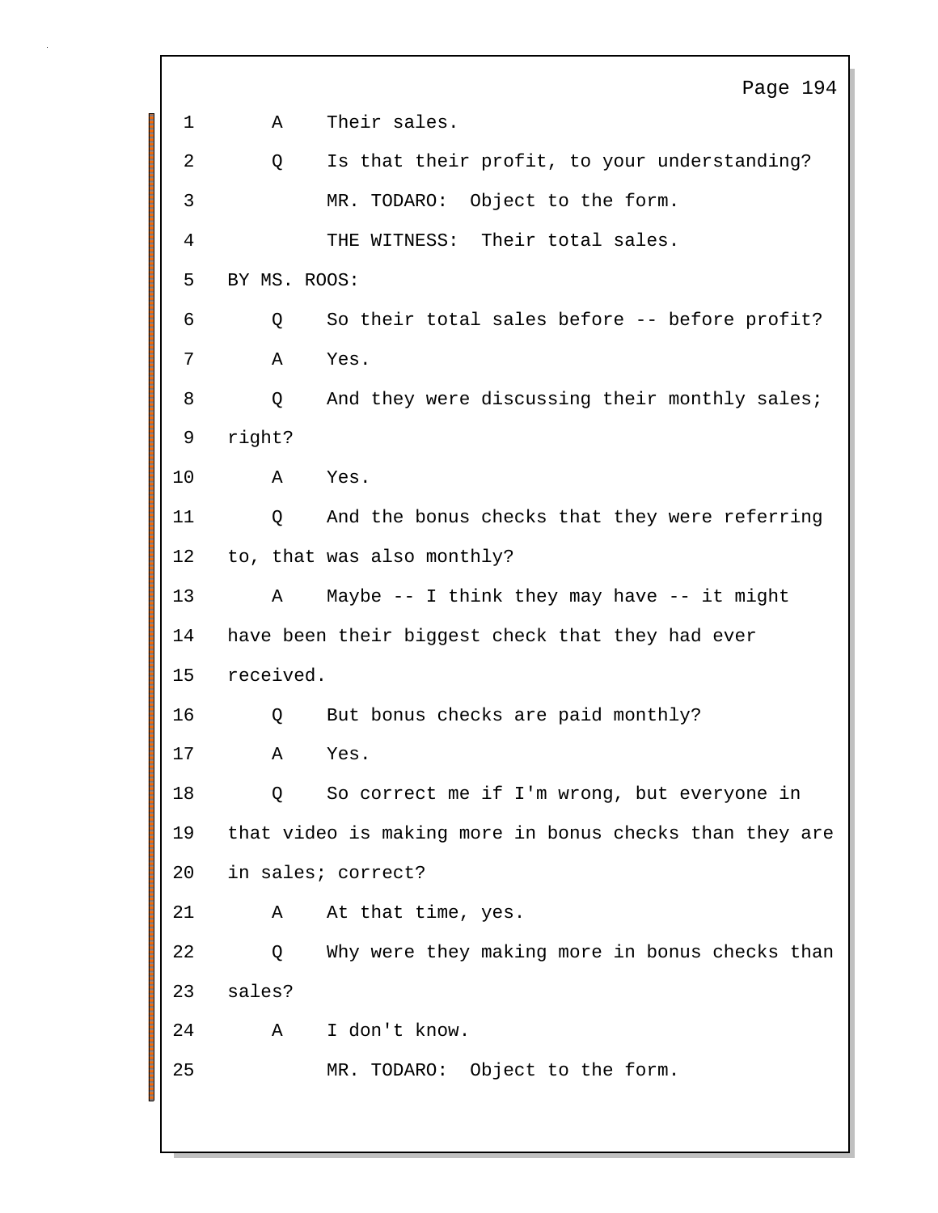1 A Their sales.

2 Q Is that their profit, to your understanding?

3 MR. TODARO: Object to the form.

4 THE WITNESS: Their total sales.

5 BY MS. ROOS:

6 Q So their total sales before -- before profit?

7 A Yes.

8 Q And they were discussing their monthly sales;

9 right?

10 A Yes.

11 Q And the bonus checks that they were referring

12 to, that was also monthly?

13 A Maybe -- I think they may have -- it might

14 have been their biggest check that they had ever

15 received.

16 Q But bonus checks are paid monthly?

17 A Yes.

18 Q So correct me if I'm wrong, but everyone in

19 that video is making more in bonus checks than they are

20 in sales; correct?

21 A At that time, yes.

22 Q Why were they making more in bonus checks than

23 sales?

24 A I don't know.

25 MR. TODARO: Object to the form.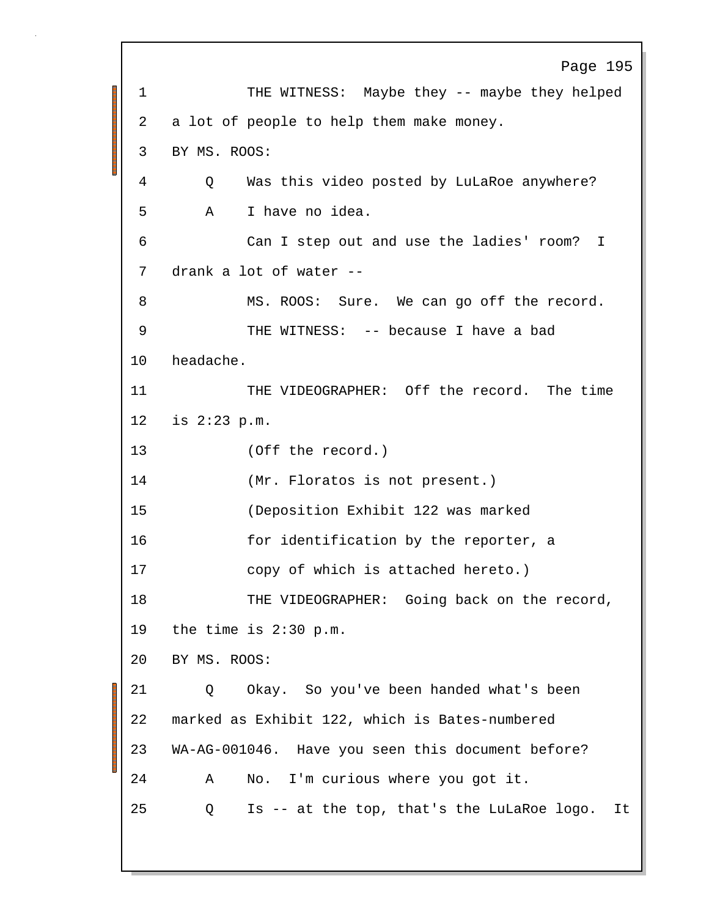1 THE WITNESS: Maybe they -- maybe they helped
2 a lot of people to help them make money.
3 BY MS. ROOS:
4 Q Was this video posted by LuLaRoe anywhere?
5 A I have no idea.
6 Can I step out and use the ladies' room? I
7 drank a lot of water --
8 MS. ROOS: Sure. We can go off the record.
9 THE WITNESS: -- because I have a bad
10 headache.
11 THE VIDEOGRAPHER: Off the record. The time
12 is 2:23 p.m.
13 (Off the record.)
14 (Mr. Floratos is not present.)
15 (Deposition Exhibit 122 was marked
16 for identification by the reporter, a
17 copy of which is attached hereto.)
18 THE VIDEOGRAPHER: Going back on the record,
19 the time is 2:30 p.m.
20 BY MS. ROOS:
21 Q Okay. So you've been handed what's been
22 marked as Exhibit 122, which is Bates-numbered
23 WA-AG-001046. Have you seen this document before?
24 A No. I'm curious where you got it.
25 Q Is -- at the top, that's the LuLaRoe logo. It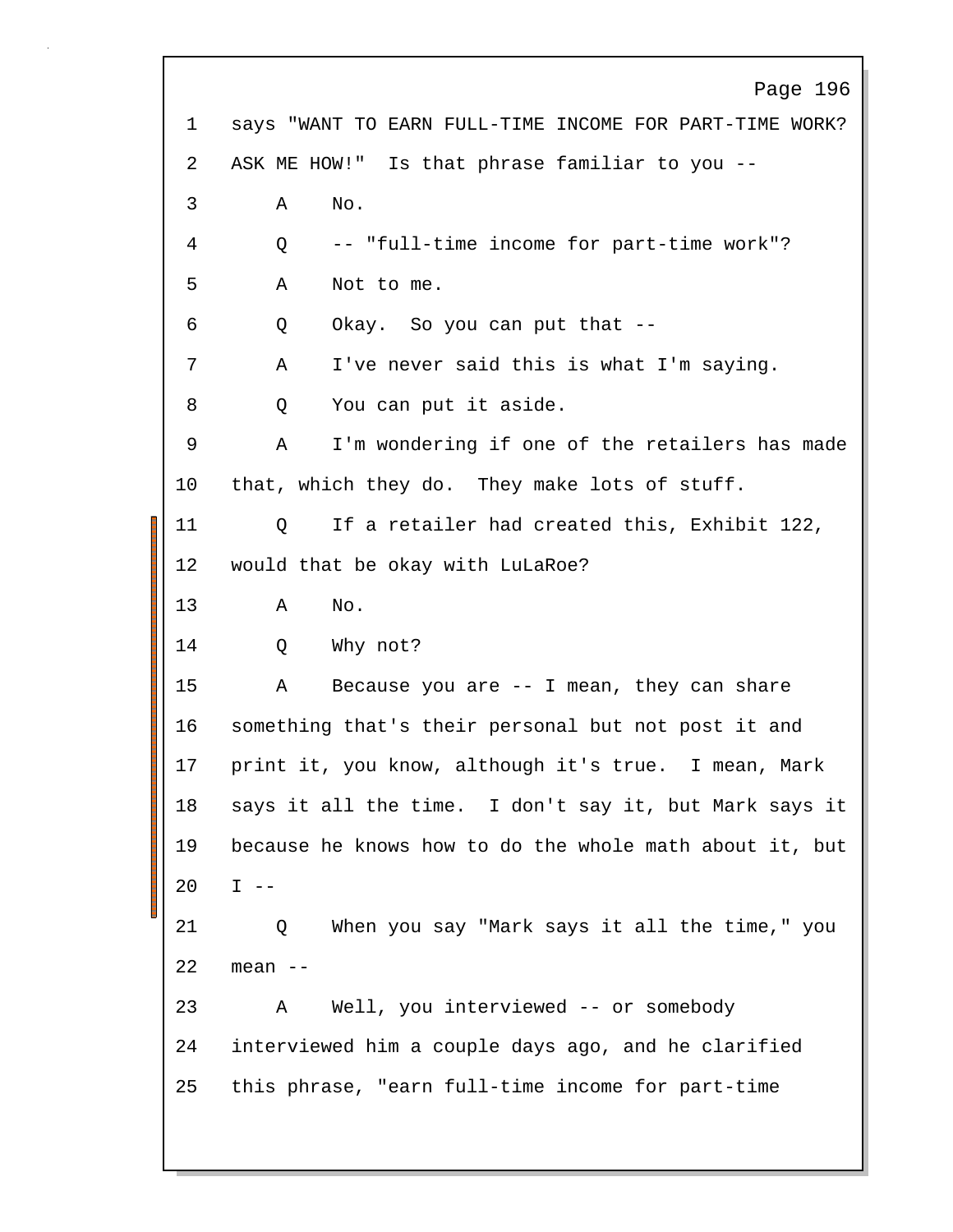1 says "WANT TO EARN FULL-TIME INCOME FOR PART-TIME WORK?
2 ASK ME HOW!" Is that phrase familiar to you --
3 A No.
4 Q -- "full-time income for part-time work"?
5 A Not to me.
6 Q Okay. So you can put that --
7 A I've never said this is what I'm saying.
8 Q You can put it aside.
9 A I'm wondering if one of the retailers has made
10 that, which they do. They make lots of stuff.
11 Q If a retailer had created this, Exhibit 122,
12 would that be okay with LuLaRoe?
13 A No.
14 Q Why not?
15 A Because you are -- I mean, they can share
16 something that's their personal but not post it and
17 print it, you know, although it's true. I mean, Mark
18 says it all the time. I don't say it, but Mark says it
19 because he knows how to do the whole math about it, but
20 I --
21 Q When you say "Mark says it all the time," you
22 mean --
23 A Well, you interviewed -- or somebody
24 interviewed him a couple days ago, and he clarified
25 this phrase, "earn full-time income for part-time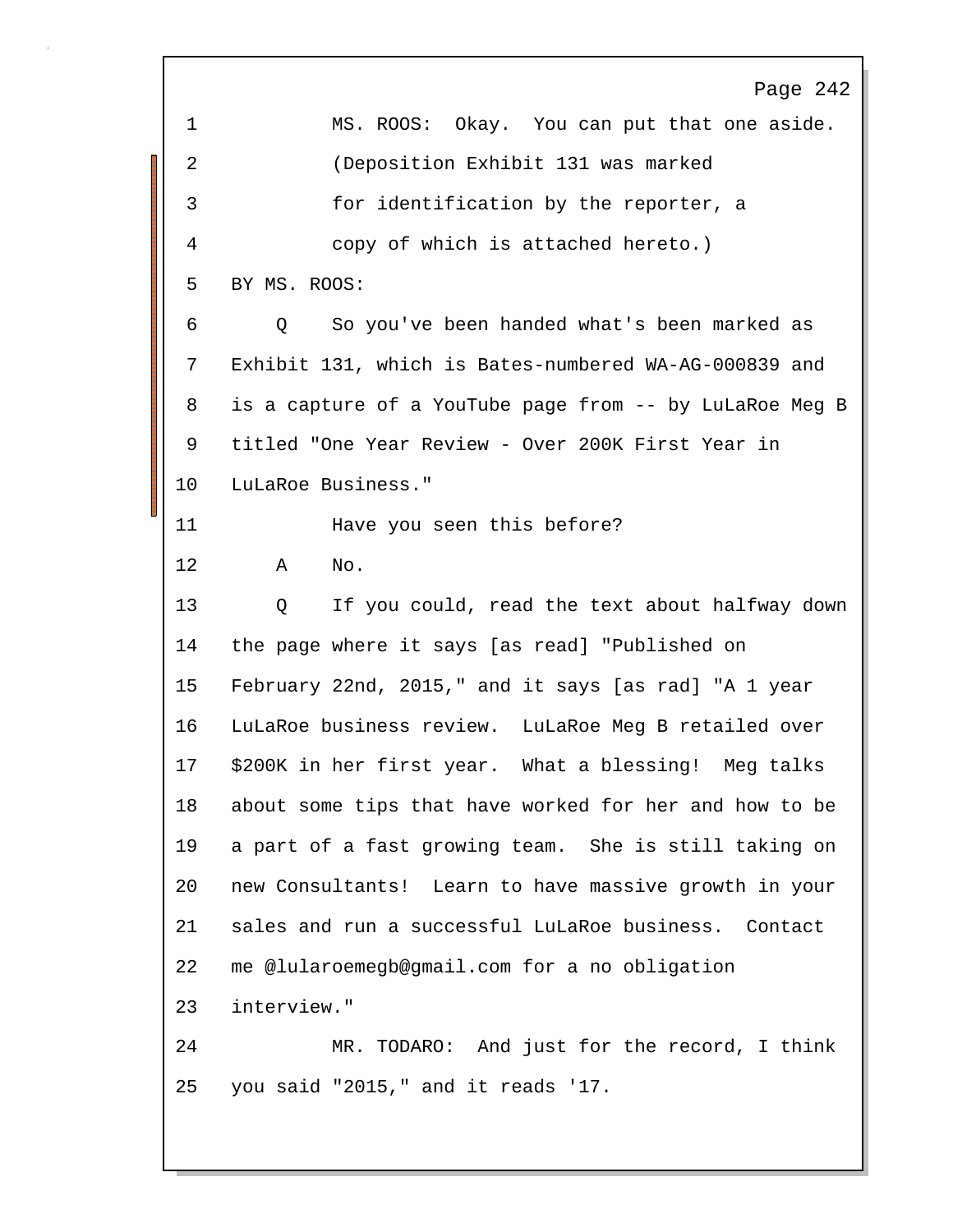1 MS. ROOS: Okay. You can put that one aside.

2 (Deposition Exhibit 131 was marked

3 for identification by the reporter, a

4 copy of which is attached hereto.)

5 BY MS. ROOS:

6 Q So you've been handed what's been marked as

7 Exhibit 131, which is Bates-numbered WA-AG-000839 and

8 is a capture of a YouTube page from -- by LuLaRoe Meg B

9 titled "One Year Review - Over 200K First Year in

10 LuLaRoe Business."

11 Have you seen this before?

12 A No.

13 Q If you could, read the text about halfway down

14 the page where it says [as read] "Published on

15 February 22nd, 2015," and it says [as rad] "A 1 year

16 LuLaRoe business review. LuLaRoe Meg B retailed over

17 $200K in her first year. What a blessing! Meg talks

18 about some tips that have worked for her and how to be

19 a part of a fast growing team. She is still taking on

20 new Consultants! Learn to have massive growth in your

21 sales and run a successful LuLaRoe business. Contact

22 me @lularoemegb@gmail.com for a no obligation

23 interview."

24 MR. TODARO: And just for the record, I think

25 you said "2015," and it reads '17.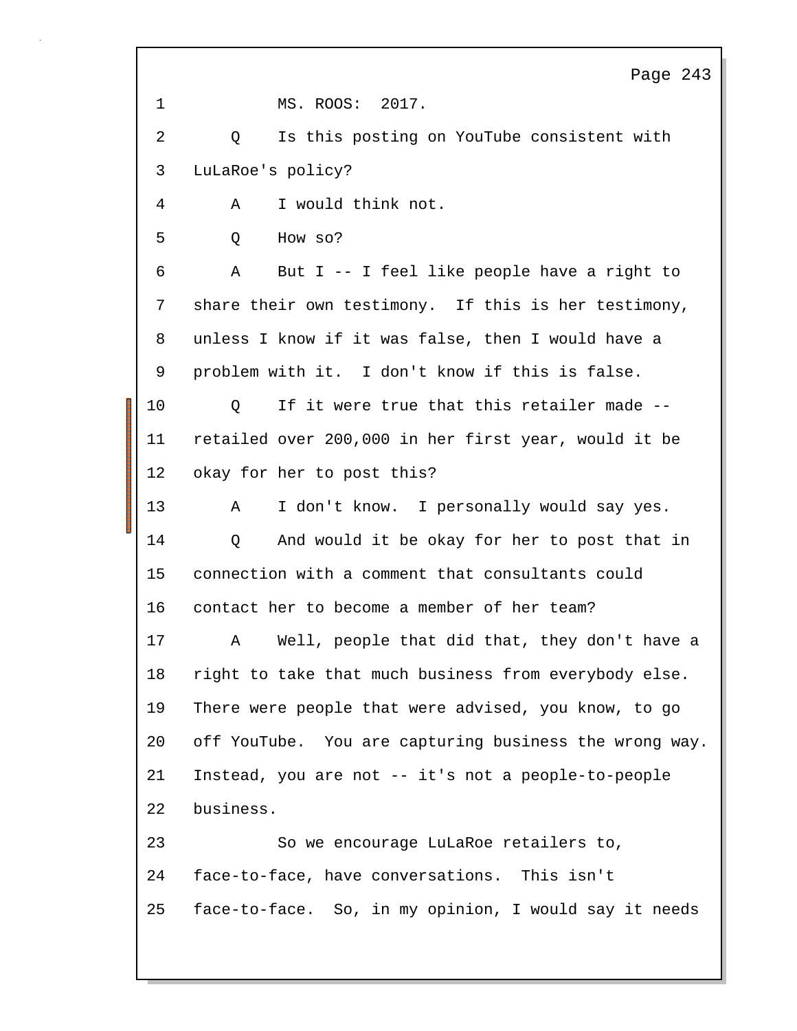1 MS. ROOS: 2017.

2 Q Is this posting on YouTube consistent with

3 LuLaRoe's policy?

4 A I would think not.

5 Q How so?

6 A But I -- I feel like people have a right to

7 share their own testimony. If this is her testimony,

8 unless I know if it was false, then I would have a

9 problem with it. I don't know if this is false.

10 Q If it were true that this retailer made --

11 retailed over 200,000 in her first year, would it be

12 okay for her to post this?

13 A I don't know. I personally would say yes.

14 Q And would it be okay for her to post that in

15 connection with a comment that consultants could

16 contact her to become a member of her team?

17 A Well, people that did that, they don't have a

18 right to take that much business from everybody else.

19 There were people that were advised, you know, to go

20 off YouTube. You are capturing business the wrong way.

21 Instead, you are not -- it's not a people-to-people

22 business.

23 So we encourage LuLaRoe retailers to,

24 face-to-face, have conversations. This isn't

25 face-to-face. So, in my opinion, I would say it needs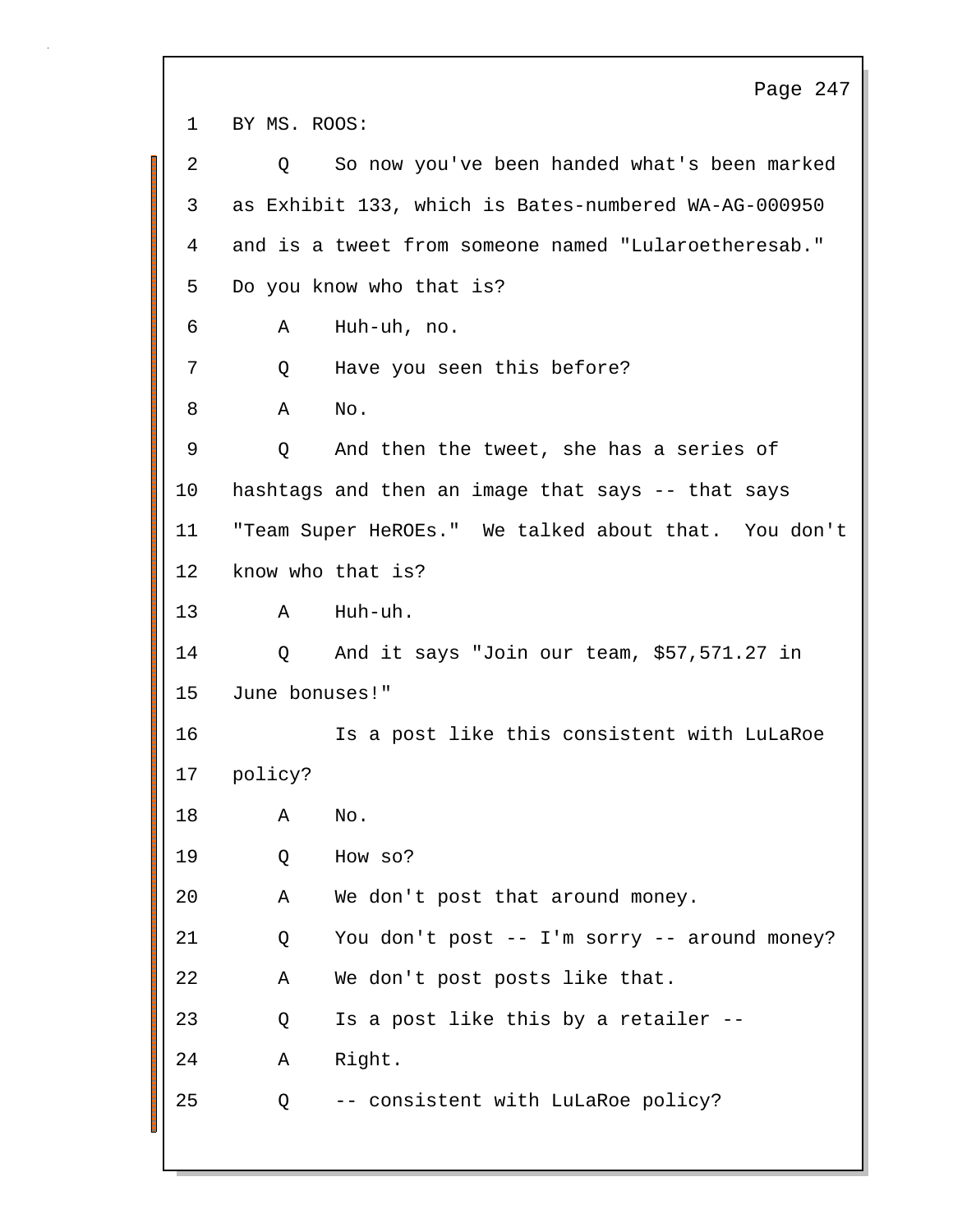1 BY MS. ROOS:

2 Q So now you've been handed what's been marked

3 as Exhibit 133, which is Bates-numbered WA-AG-000950

4 and is a tweet from someone named "Lularoetheresab."

5 Do you know who that is?

6 A Huh-uh, no.

7 Q Have you seen this before?

8 A No.

9 Q And then the tweet, she has a series of

10 hashtags and then an image that says -- that says

11 "Team Super HeROEs." We talked about that. You don't

12 know who that is?

13 A Huh-uh.

14 Q And it says "Join our team, $57,571.27 in

15 June bonuses!"

16 Is a post like this consistent with LuLaRoe

17 policy?

18 A No.

19 Q How so?

20 A We don't post that around money.

21 Q You don't post -- I'm sorry -- around money?

22 A We don't post posts like that.

23 Q Is a post like this by a retailer --

24 A Right.

25 Q -- consistent with LuLaRoe policy?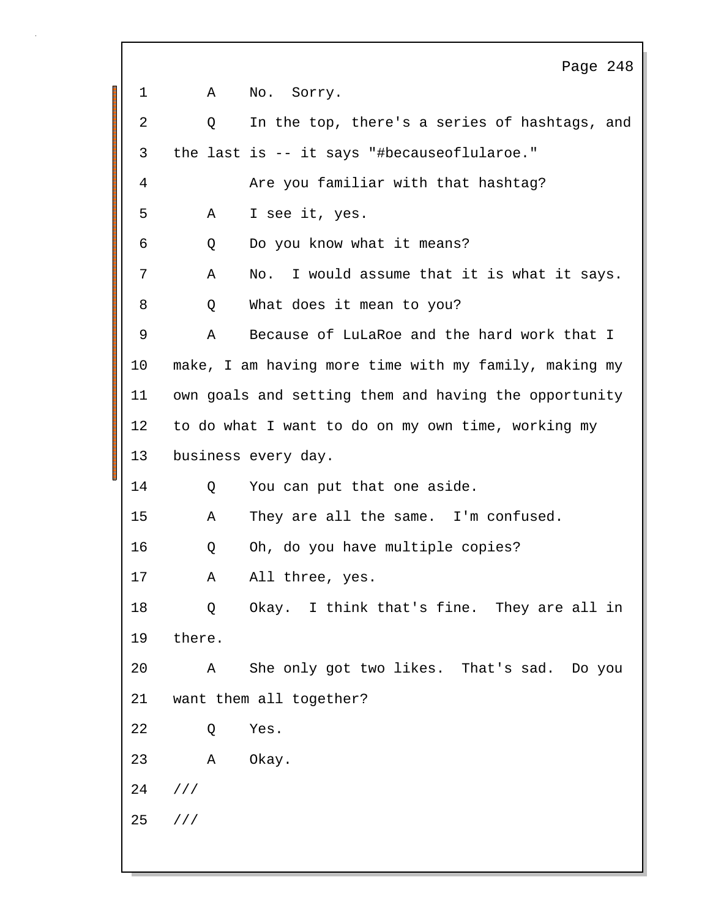1 A No. Sorry.

2 Q In the top, there's a series of hashtags, and

3 the last is -- it says "#becauseoflularoe."

4 Are you familiar with that hashtag?

5 A I see it, yes.

6 Q Do you know what it means?

7 A No. I would assume that it is what it says.

8 Q What does it mean to you?

9 A Because of LuLaRoe and the hard work that I

10 make, I am having more time with my family, making my

11 own goals and setting them and having the opportunity

12 to do what I want to do on my own time, working my

13 business every day.

14 Q You can put that one aside.

15 A They are all the same. I'm confused.

16 Q Oh, do you have multiple copies?

17 A All three, yes.

18 Q Okay. I think that's fine. They are all in

19 there.

20 A She only got two likes. That's sad. Do you

21 want them all together?

22 Q Yes.

23 A Okay.

24 ///

25 ///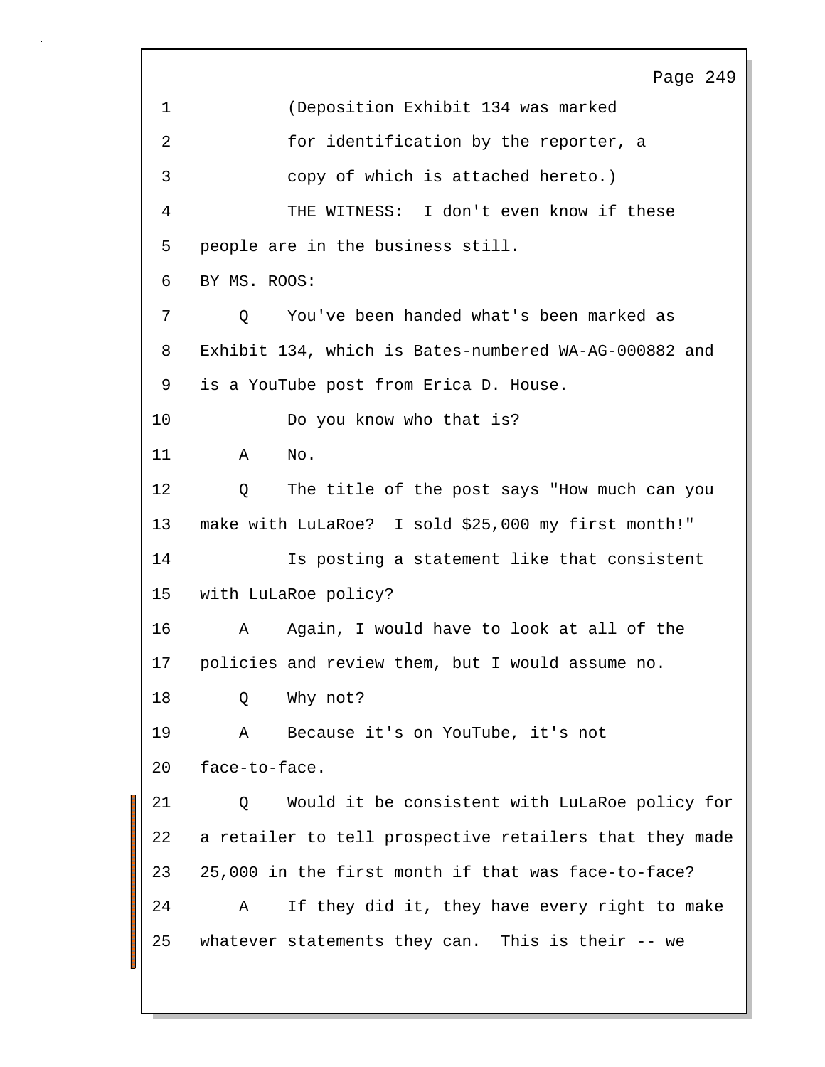1 (Deposition Exhibit 134 was marked

2 for identification by the reporter, a

3 copy of which is attached hereto.)

4 THE WITNESS: I don't even know if these

5 people are in the business still.

6 BY MS. ROOS:

7 Q You've been handed what's been marked as

8 Exhibit 134, which is Bates-numbered WA-AG-000882 and

9 is a YouTube post from Erica D. House.

10 Do you know who that is?

11 A No.

12 Q The title of the post says "How much can you

13 make with LuLaRoe? I sold $25,000 my first month!"

14 Is posting a statement like that consistent

15 with LuLaRoe policy?

16 A Again, I would have to look at all of the

17 policies and review them, but I would assume no.

18 Q Why not?

19 A Because it's on YouTube, it's not

20 face-to-face.

21 Q Would it be consistent with LuLaRoe policy for

22 a retailer to tell prospective retailers that they made

23 25,000 in the first month if that was face-to-face?

24 A If they did it, they have every right to make

25 whatever statements they can. This is their -- we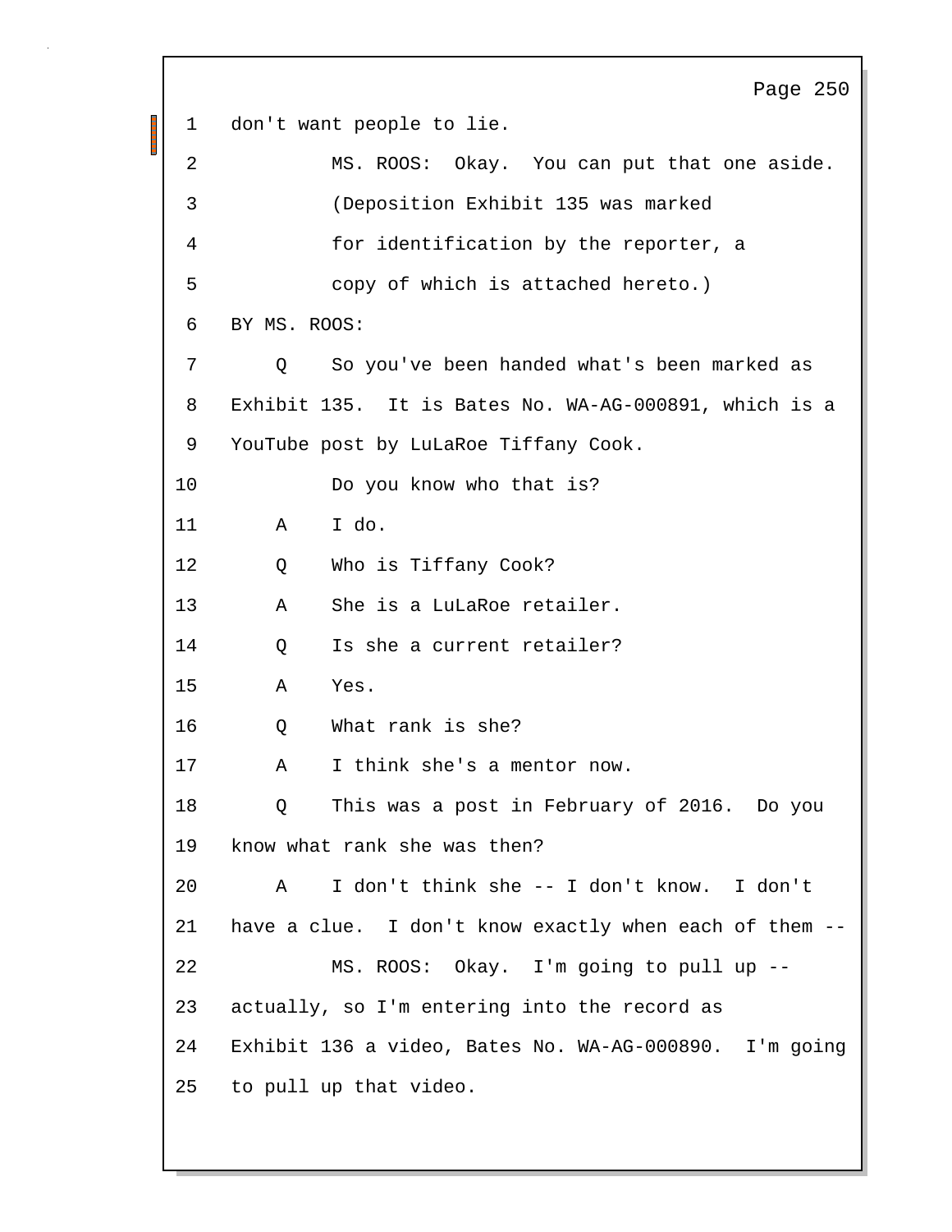1 don't want people to lie.

2 MS. ROOS: Okay. You can put that one aside.

3 (Deposition Exhibit 135 was marked

4 for identification by the reporter, a

5 copy of which is attached hereto.)

6 BY MS. ROOS:

7 Q So you've been handed what's been marked as

8 Exhibit 135. It is Bates No. WA-AG-000891, which is a

9 YouTube post by LuLaRoe Tiffany Cook.

10 Do you know who that is?

11 A I do.

12 Q Who is Tiffany Cook?

13 A She is a LuLaRoe retailer.

14 Q Is she a current retailer?

15 A Yes.

16 Q What rank is she?

17 A I think she's a mentor now.

18 Q This was a post in February of 2016. Do you

19 know what rank she was then?

20 A I don't think she -- I don't know. I don't

21 have a clue. I don't know exactly when each of them --

22 MS. ROOS: Okay. I'm going to pull up --

23 actually, so I'm entering into the record as

24 Exhibit 136 a video, Bates No. WA-AG-000890. I'm going

25 to pull up that video.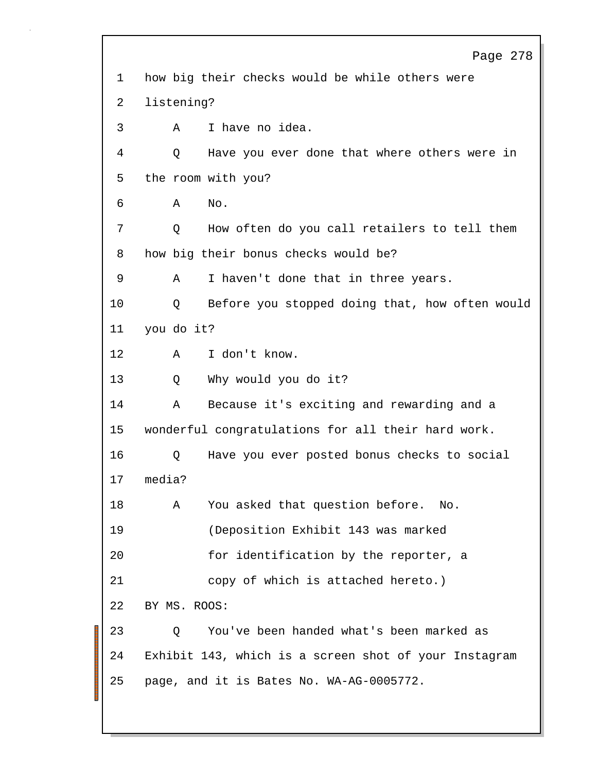how big their checks would be while others were listening?

A I have no idea.

Q Have you ever done that where others were in the room with you?

A No.

Q How often do you call retailers to tell them how big their bonus checks would be?

A I haven't done that in three years.

Q Before you stopped doing that, how often would you do it?

A I don't know.

Q Why would you do it?

A Because it's exciting and rewarding and a wonderful congratulations for all their hard work.

Q Have you ever posted bonus checks to social media?

A You asked that question before. No.

(Deposition Exhibit 143 was marked for identification by the reporter, a copy of which is attached hereto.)

BY MS. ROOS:

Q You've been handed what's been marked as Exhibit 143, which is a screen shot of your Instagram page, and it is Bates No. WA-AG-0005772.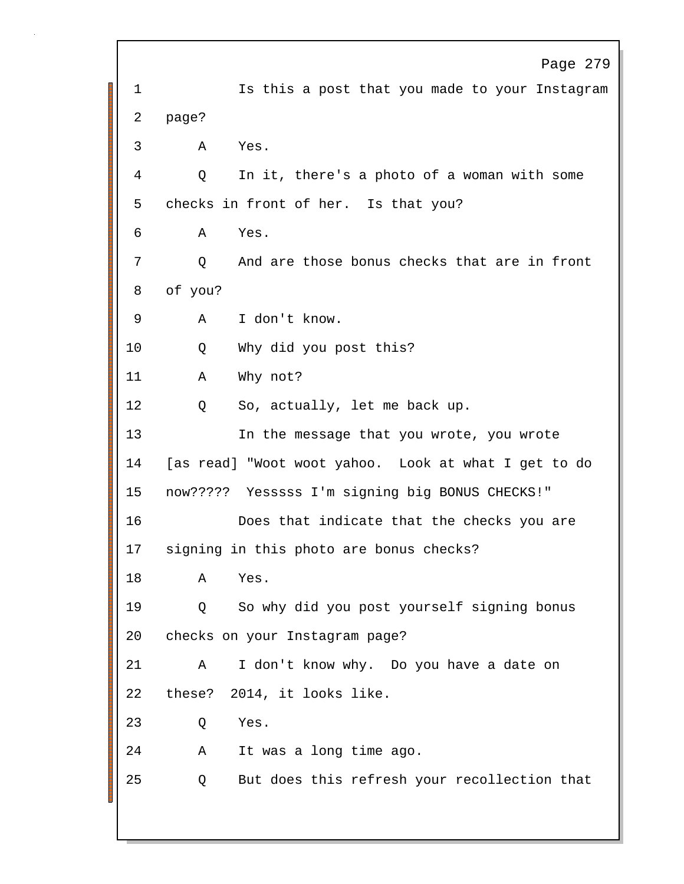1 Is this a post that you made to your Instagram

2 page?

3 A Yes.

4 Q In it, there's a photo of a woman with some

5 checks in front of her. Is that you?

6 A Yes.

7 Q And are those bonus checks that are in front

8 of you?

9 A I don't know.

10 Q Why did you post this?

11 A Why not?

12 Q So, actually, let me back up.

13 In the message that you wrote, you wrote

14 [as read] "Woot woot yahoo. Look at what I get to do

15 now????? Yesssss I'm signing big BONUS CHECKS!"

16 Does that indicate that the checks you are

17 signing in this photo are bonus checks?

18 A Yes.

19 Q So why did you post yourself signing bonus

20 checks on your Instagram page?

21 A I don't know why. Do you have a date on

22 these? 2014, it looks like.

23 Q Yes.

24 A It was a long time ago.

25 Q But does this refresh your recollection that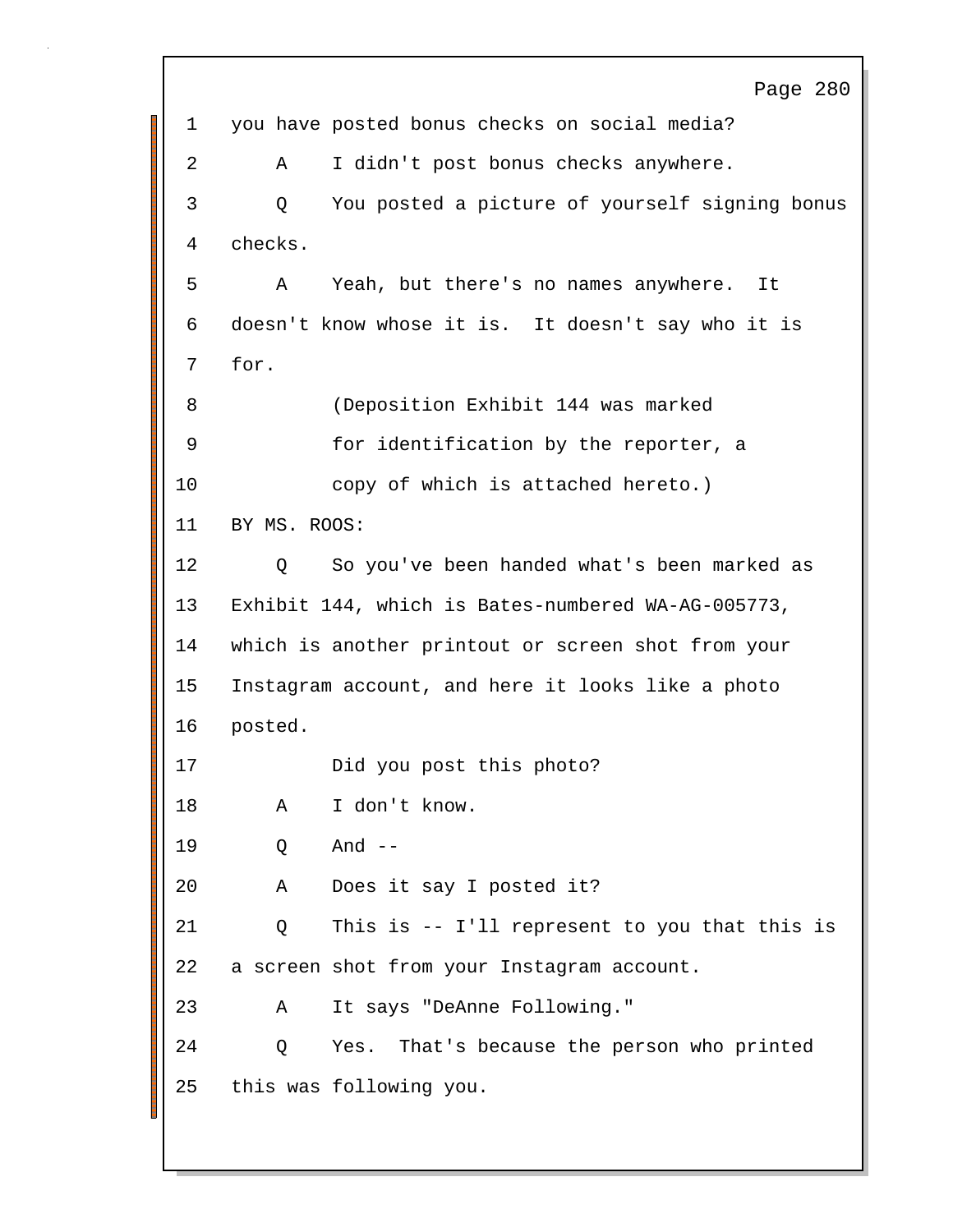1 you have posted bonus checks on social media?

2 A I didn't post bonus checks anywhere.

3 Q You posted a picture of yourself signing bonus

4 checks.

5 A Yeah, but there's no names anywhere. It

6 doesn't know whose it is. It doesn't say who it is

7 for.

8 (Deposition Exhibit 144 was marked

9 for identification by the reporter, a

10 copy of which is attached hereto.)

11 BY MS. ROOS:

12 Q So you've been handed what's been marked as

13 Exhibit 144, which is Bates-numbered WA-AG-005773,

14 which is another printout or screen shot from your

15 Instagram account, and here it looks like a photo

16 posted.

17 Did you post this photo?

18 A I don't know.

19 Q And --

20 A Does it say I posted it?

21 Q This is -- I'll represent to you that this is

22 a screen shot from your Instagram account.

23 A It says "DeAnne Following."

24 Q Yes. That's because the person who printed

25 this was following you.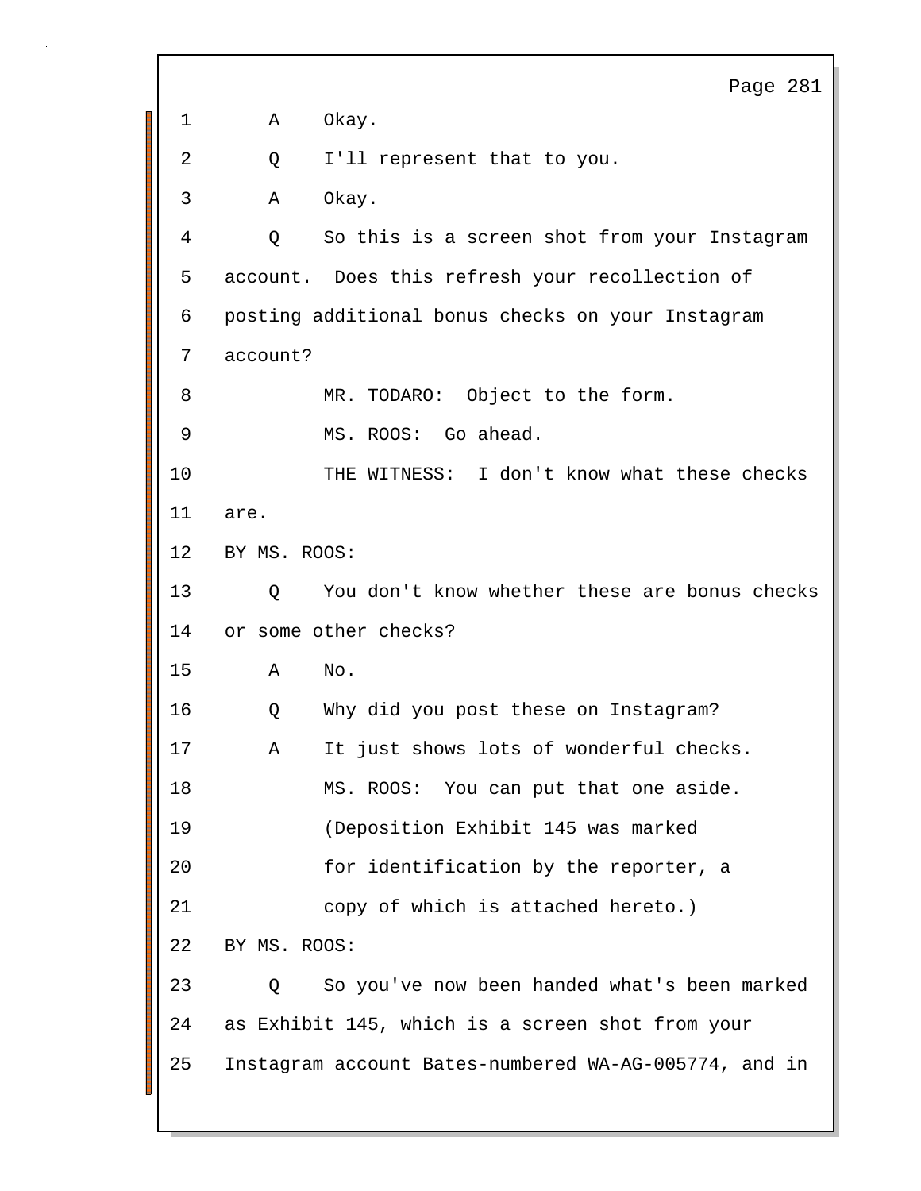1 A Okay.

2 Q I'll represent that to you.

3 A Okay.

4 Q So this is a screen shot from your Instagram

5 account. Does this refresh your recollection of

6 posting additional bonus checks on your Instagram

7 account?

8 MR. TODARO: Object to the form.

9 MS. ROOS: Go ahead.

10 THE WITNESS: I don't know what these checks

11 are.

12 BY MS. ROOS:

13 Q You don't know whether these are bonus checks

14 or some other checks?

15 A No.

16 Q Why did you post these on Instagram?

17 A It just shows lots of wonderful checks.

18 MS. ROOS: You can put that one aside.

19 (Deposition Exhibit 145 was marked

20 for identification by the reporter, a

21 copy of which is attached hereto.)

22 BY MS. ROOS:

23 Q So you've now been handed what's been marked

24 as Exhibit 145, which is a screen shot from your

25 Instagram account Bates-numbered WA-AG-005774, and in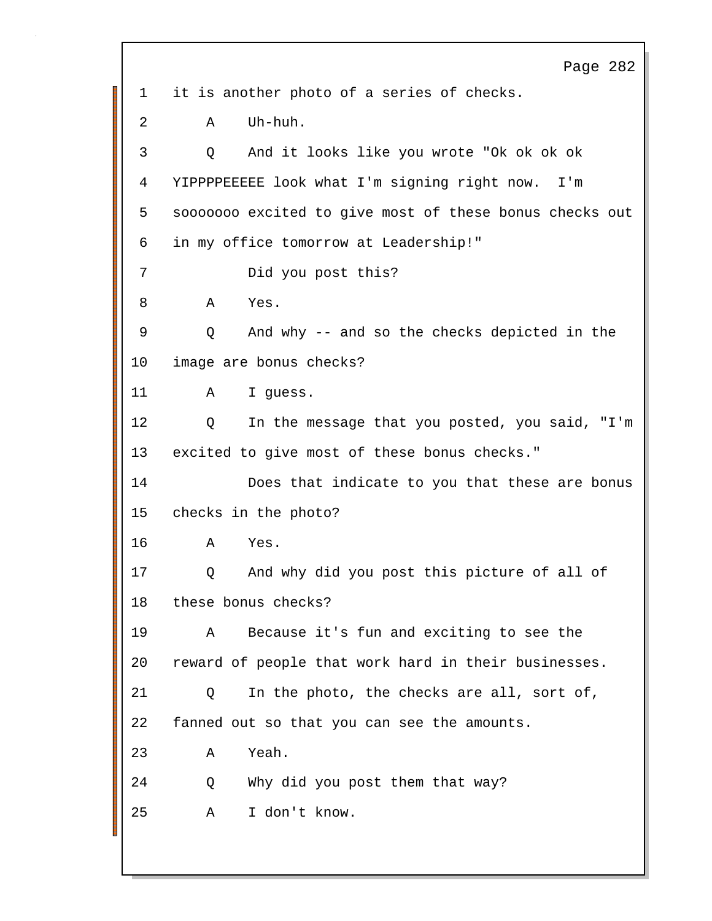1 it is another photo of a series of checks.

2 A Uh-huh.

3 Q And it looks like you wrote "Ok ok ok ok

4 YIPPPPEEEEE look what I'm signing right now. I'm

5 sooooooo excited to give most of these bonus checks out

6 in my office tomorrow at Leadership!"

7 Did you post this?

8 A Yes.

9 Q And why -- and so the checks depicted in the

10 image are bonus checks?

11 A I guess.

12 Q In the message that you posted, you said, "I'm

13 excited to give most of these bonus checks."

14 Does that indicate to you that these are bonus

15 checks in the photo?

16 A Yes.

17 Q And why did you post this picture of all of

18 these bonus checks?

19 A Because it's fun and exciting to see the

20 reward of people that work hard in their businesses.

21 Q In the photo, the checks are all, sort of,

22 fanned out so that you can see the amounts.

23 A Yeah.

24 Q Why did you post them that way?

25 A I don't know.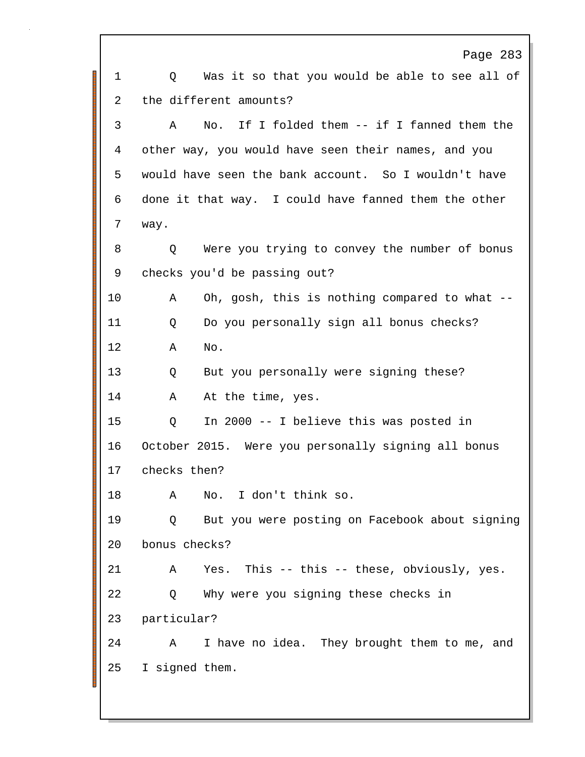1 Q Was it so that you would be able to see all of
2 the different amounts?
3 A No. If I folded them -- if I fanned them the
4 other way, you would have seen their names, and you
5 would have seen the bank account. So I wouldn't have
6 done it that way. I could have fanned them the other
7 way.
8 Q Were you trying to convey the number of bonus
9 checks you'd be passing out?
10 A Oh, gosh, this is nothing compared to what --
11 Q Do you personally sign all bonus checks?
12 A No.
13 Q But you personally were signing these?
14 A At the time, yes.
15 Q In 2000 -- I believe this was posted in
16 October 2015. Were you personally signing all bonus
17 checks then?
18 A No. I don't think so.
19 Q But you were posting on Facebook about signing
20 bonus checks?
21 A Yes. This -- this -- these, obviously, yes.
22 Q Why were you signing these checks in
23 particular?
24 A I have no idea. They brought them to me, and
25 I signed them.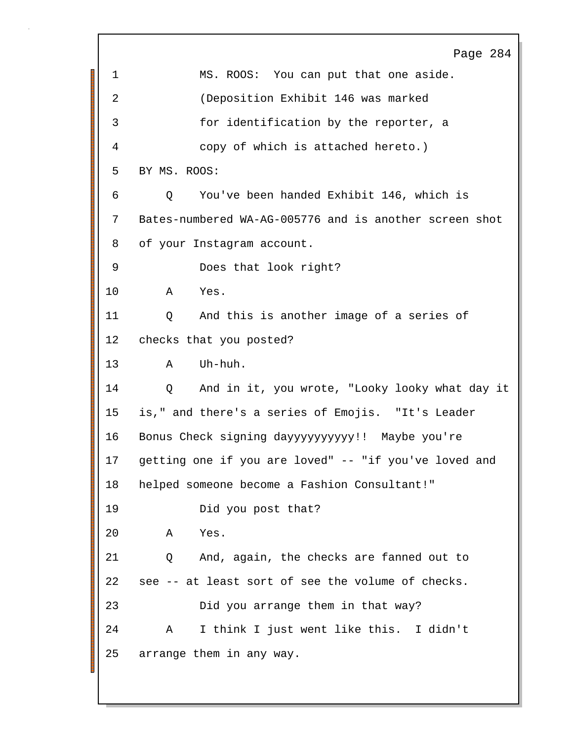1 MS. ROOS: You can put that one aside.

2 (Deposition Exhibit 146 was marked

3 for identification by the reporter, a

4 copy of which is attached hereto.)

5 BY MS. ROOS:

6 Q You've been handed Exhibit 146, which is

7 Bates-numbered WA-AG-005776 and is another screen shot

8 of your Instagram account.

9 Does that look right?

10 A Yes.

11 Q And this is another image of a series of

12 checks that you posted?

13 A Uh-huh.

14 Q And in it, you wrote, "Looky looky what day it

15 is," and there's a series of Emojis. "It's Leader

16 Bonus Check signing dayyyyyyyyyy!! Maybe you're

17 getting one if you are loved" -- "if you've loved and

18 helped someone become a Fashion Consultant!"

19 Did you post that?

20 A Yes.

21 Q And, again, the checks are fanned out to

22 see -- at least sort of see the volume of checks.

23 Did you arrange them in that way?

24 A I think I just went like this. I didn't

25 arrange them in any way.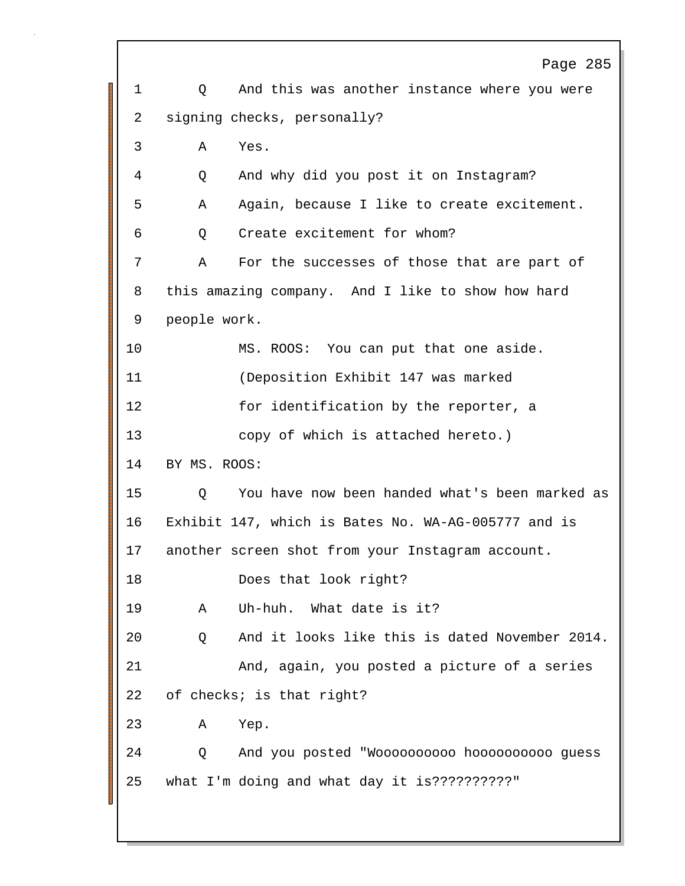1 Q And this was another instance where you were
2 signing checks, personally?
3 A Yes.
4 Q And why did you post it on Instagram?
5 A Again, because I like to create excitement.
6 Q Create excitement for whom?
7 A For the successes of those that are part of
8 this amazing company. And I like to show how hard
9 people work.
10 MS. ROOS: You can put that one aside.
11 (Deposition Exhibit 147 was marked
12 for identification by the reporter, a
13 copy of which is attached hereto.)
14 BY MS. ROOS:
15 Q You have now been handed what's been marked as
16 Exhibit 147, which is Bates No. WA-AG-005777 and is
17 another screen shot from your Instagram account.
18 Does that look right?
19 A Uh-huh. What date is it?
20 Q And it looks like this is dated November 2014.
21 And, again, you posted a picture of a series
22 of checks; is that right?
23 A Yep.
24 Q And you posted "Wooooooooo hoooooooooo guess
25 what I'm doing and what day it is??????????"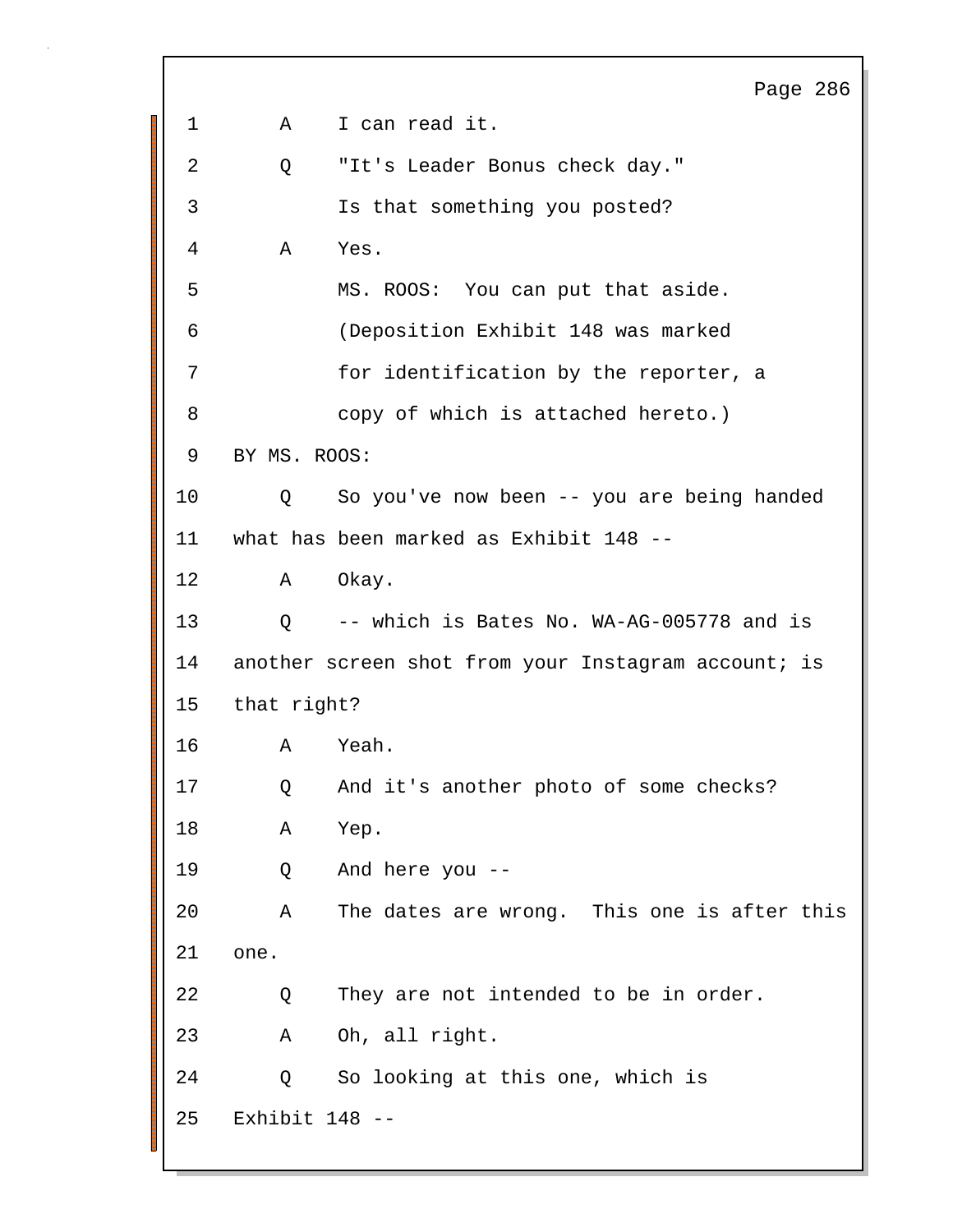1 A I can read it.

2 Q "It's Leader Bonus check day."

3 Is that something you posted?

4 A Yes.

5 MS. ROOS: You can put that aside.

6 (Deposition Exhibit 148 was marked

7 for identification by the reporter, a

8 copy of which is attached hereto.)

9 BY MS. ROOS:

10 Q So you've now been -- you are being handed

11 what has been marked as Exhibit 148 --

12 A Okay.

13 Q -- which is Bates No. WA-AG-005778 and is

14 another screen shot from your Instagram account; is

15 that right?

16 A Yeah.

17 Q And it's another photo of some checks?

18 A Yep.

19 Q And here you --

20 A The dates are wrong. This one is after this

21 one.

22 Q They are not intended to be in order.

23 A Oh, all right.

24 Q So looking at this one, which is

25 Exhibit 148 --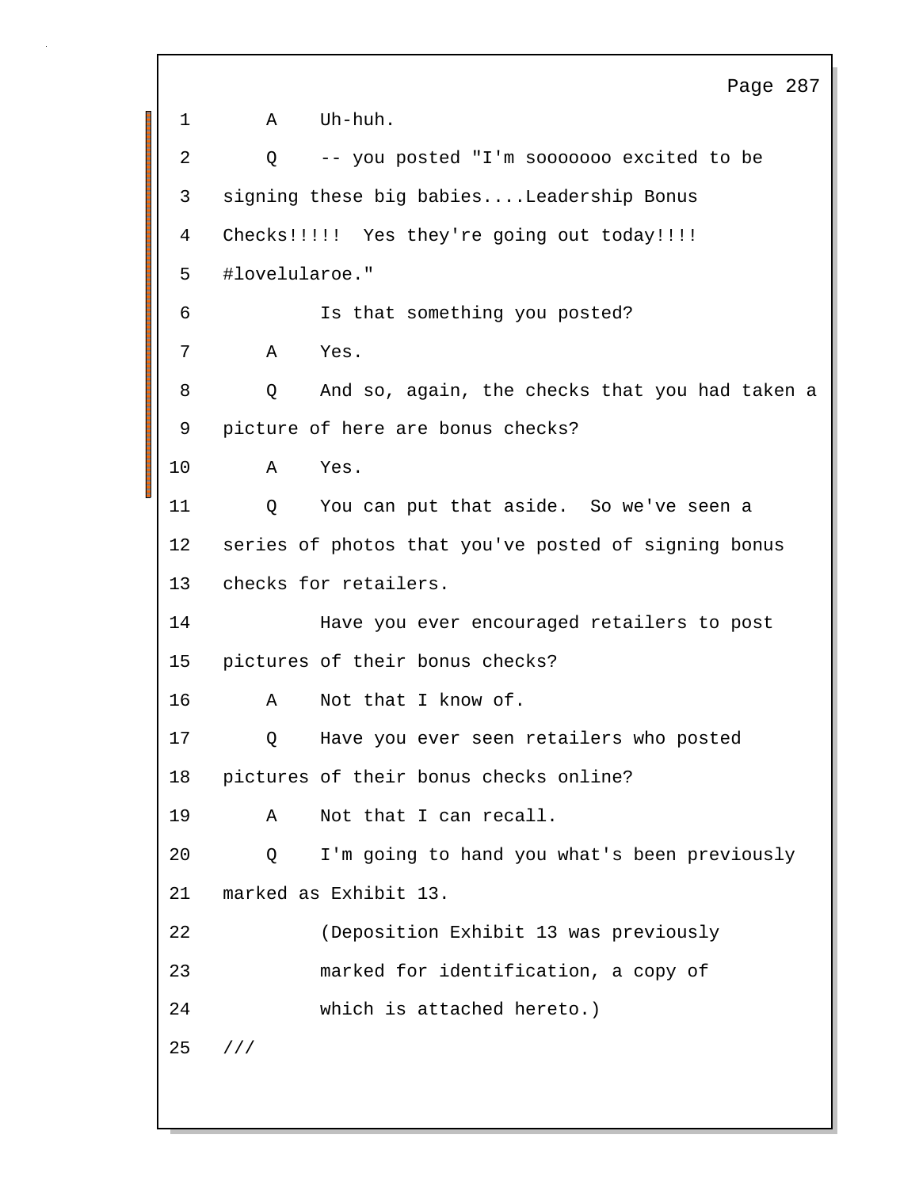1 A Uh-huh.

2 Q -- you posted "I'm sooooooo excited to be

3 signing these big babies....Leadership Bonus

4 Checks!!!!! Yes they're going out today!!!!

5 #lovelularoe."

6 Is that something you posted?

7 A Yes.

8 Q And so, again, the checks that you had taken a

9 picture of here are bonus checks?

10 A Yes.

11 Q You can put that aside. So we've seen a

12 series of photos that you've posted of signing bonus

13 checks for retailers.

14 Have you ever encouraged retailers to post

15 pictures of their bonus checks?

16 A Not that I know of.

17 Q Have you ever seen retailers who posted

18 pictures of their bonus checks online?

19 A Not that I can recall.

20 Q I'm going to hand you what's been previously

21 marked as Exhibit 13.

22 (Deposition Exhibit 13 was previously

23 marked for identification, a copy of

24 which is attached hereto.)

25 ///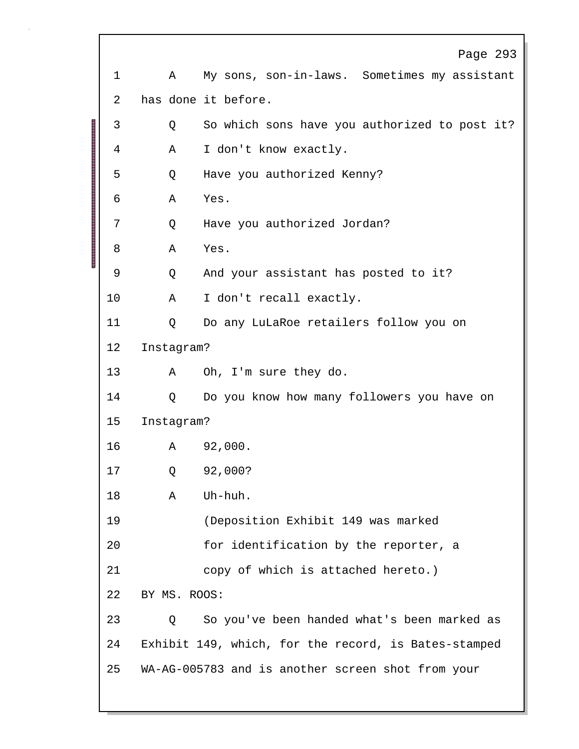1 A My sons, son-in-laws. Sometimes my assistant

2 has done it before.

3 Q So which sons have you authorized to post it?

4 A I don't know exactly.

5 Q Have you authorized Kenny?

6 A Yes.

7 Q Have you authorized Jordan?

8 A Yes.

9 Q And your assistant has posted to it?

10 A I don't recall exactly.

11 Q Do any LuLaRoe retailers follow you on

12 Instagram?

13 A Oh, I'm sure they do.

14 Q Do you know how many followers you have on

15 Instagram?

16 A 92,000.

17 Q 92,000?

18 A Uh-huh.

19 (Deposition Exhibit 149 was marked

20 for identification by the reporter, a

21 copy of which is attached hereto.)

22 BY MS. ROOS:

23 Q So you've been handed what's been marked as

24 Exhibit 149, which, for the record, is Bates-stamped

25 WA-AG-005783 and is another screen shot from your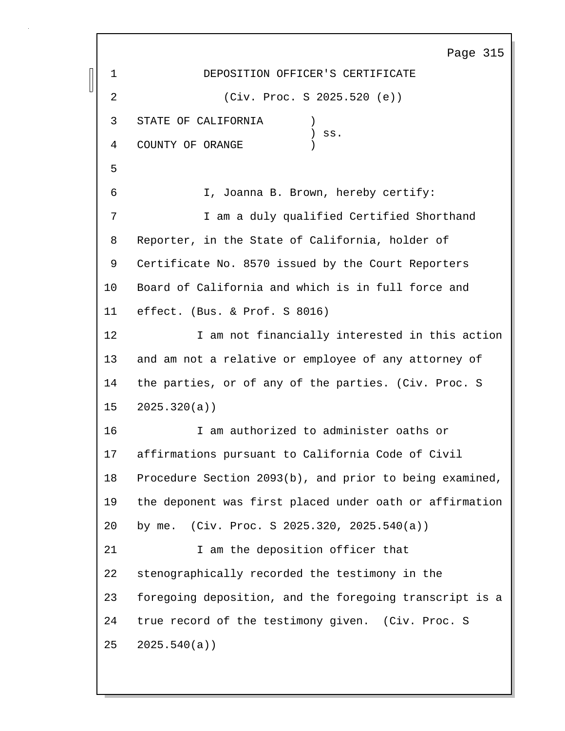# DEPOSITION OFFICER'S CERTIFICATE

(Civ. Proc. S 2025.520 (e))

STATE OF CALIFORNIA )
) ss.
COUNTY OF ORANGE )

I, Joanna B. Brown, hereby certify:

I am a duly qualified Certified Shorthand Reporter, in the State of California, holder of Certificate No. 8570 issued by the Court Reporters Board of California and which is in full force and effect. (Bus. & Prof. S 8016)

I am not financially interested in this action and am not a relative or employee of any attorney of the parties, or of any of the parties. (Civ. Proc. S 2025.320(a))

I am authorized to administer oaths or affirmations pursuant to California Code of Civil Procedure Section 2093(b), and prior to being examined, the deponent was first placed under oath or affirmation by me. (Civ. Proc. S 2025.320, 2025.540(a))

I am the deposition officer that stenographically recorded the testimony in the foregoing deposition, and the foregoing transcript is a true record of the testimony given. (Civ. Proc. S 2025.540(a))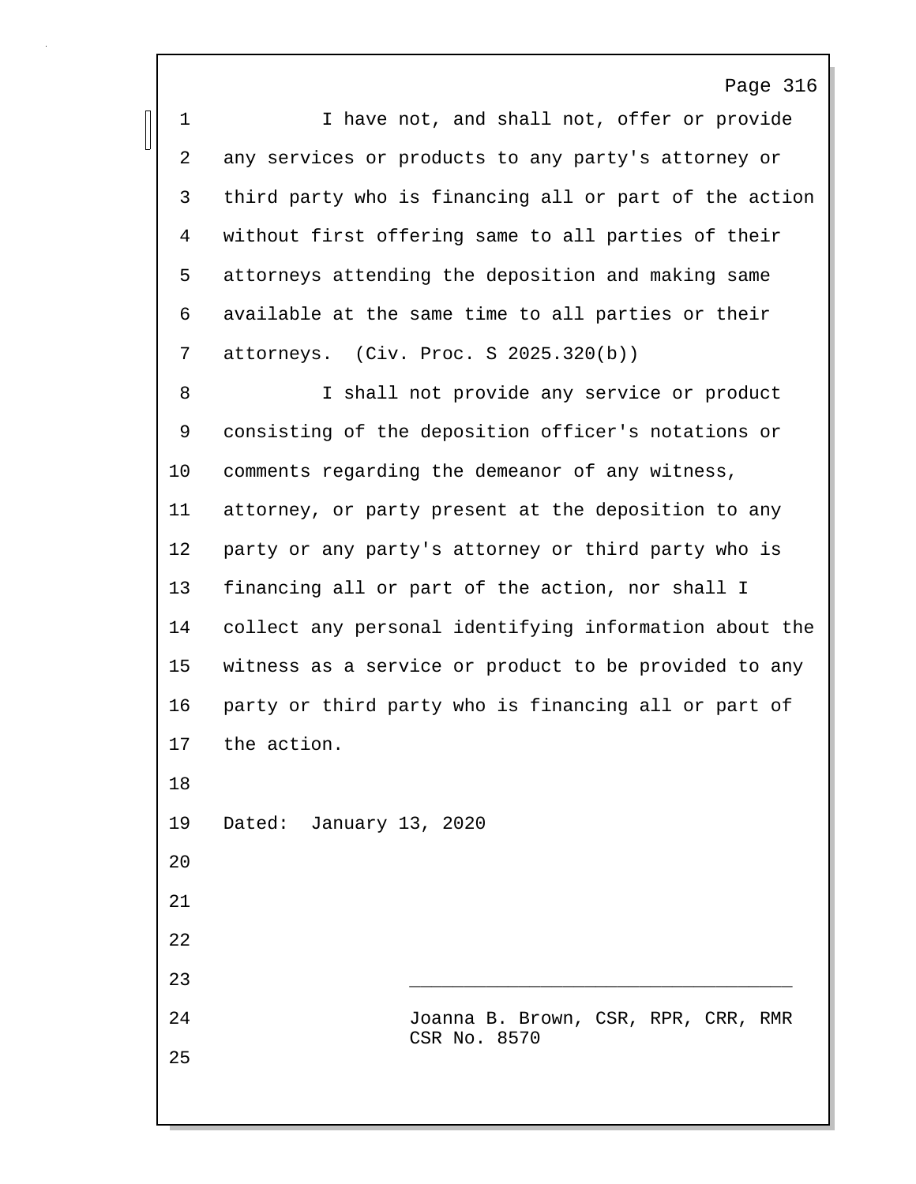I have not, and shall not, offer or provide any services or products to any party's attorney or third party who is financing all or part of the action without first offering same to all parties of their attorneys attending the deposition and making same available at the same time to all parties or their attorneys. (Civ. Proc. S 2025.320(b))

I shall not provide any service or product consisting of the deposition officer's notations or comments regarding the demeanor of any witness, attorney, or party present at the deposition to any party or any party's attorney or third party who is financing all or part of the action, nor shall I collect any personal identifying information about the witness as a service or product to be provided to any party or third party who is financing all or part of the action.

Dated: January 13, 2020

\_\_\_\_\_\_\_\_\_\_\_\_\_\_\_\_\_\_\_\_\_\_\_\_\_\_\_\_\_\_\_\_\_\_\_\_

Joanna B. Brown, CSR, RPR, CRR, RMR
CSR No. 8570